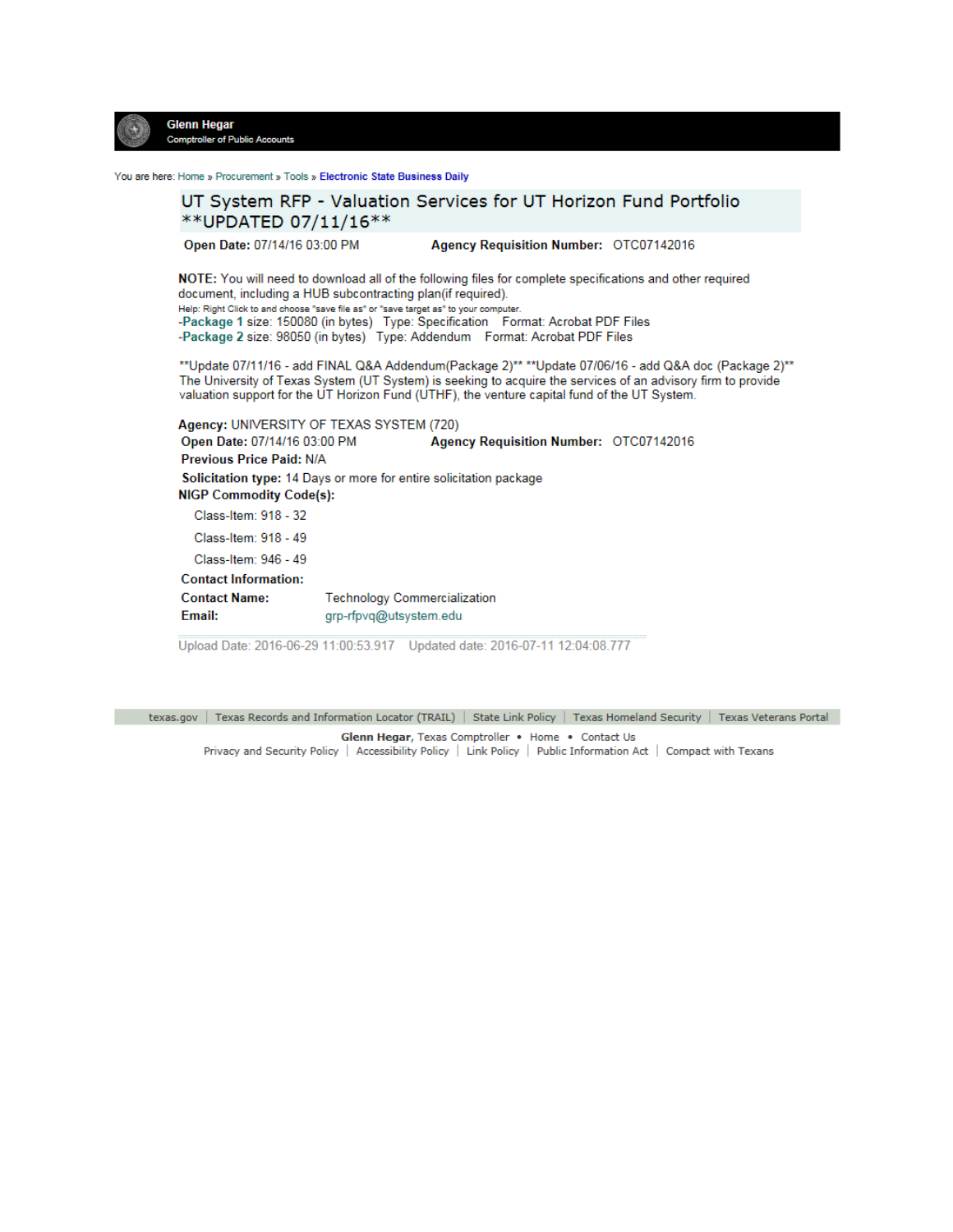**Glenn Hegar**
Comptroller of Public Accounts

You are here: Home » Procurement » Tools » **Electronic State Business Daily**

# UT System RFP - Valuation Services for UT Horizon Fund Portfolio **UPDATED 07/11/16**

**Open Date:** 07/14/16 03:00 PM  **Agency Requisition Number:** OTC07142016

**NOTE:** You will need to download all of the following files for complete specifications and other required document, including a HUB subcontracting plan(if required).

Help: Right Click to and choose "save file as" or "save target as" to your computer.

-**Package 1** size: 150080 (in bytes) Type: Specification Format: Acrobat PDF Files
-**Package 2** size: 98050 (in bytes) Type: Addendum Format: Acrobat PDF Files

**Update 07/11/16 - add FINAL Q&A Addendum(Package 2)** **Update 07/06/16 - add Q&A doc (Package 2)**
The University of Texas System (UT System) is seeking to acquire the services of an advisory firm to provide valuation support for the UT Horizon Fund (UTHF), the venture capital fund of the UT System.

**Agency:** UNIVERSITY OF TEXAS SYSTEM (720)
**Open Date:** 07/14/16 03:00 PM  **Agency Requisition Number:** OTC07142016
**Previous Price Paid:** N/A
**Solicitation type:** 14 Days or more for entire solicitation package
**NIGP Commodity Code(s):**

Class-Item: 918 - 32

Class-Item: 918 - 49

Class-Item: 946 - 49

**Contact Information:**

**Contact Name:** Technology Commercialization
**Email:** grp-rfpvq@utsystem.edu

Upload Date: 2016-06-29 11:00:53.917  Updated date: 2016-07-11 12:04:08.777

texas.gov | Texas Records and Information Locator (TRAIL) | State Link Policy | Texas Homeland Security | Texas Veterans Portal

**Glenn Hegar**, Texas Comptroller • Home • Contact Us
Privacy and Security Policy | Accessibility Policy | Link Policy | Public Information Act | Compact with Texans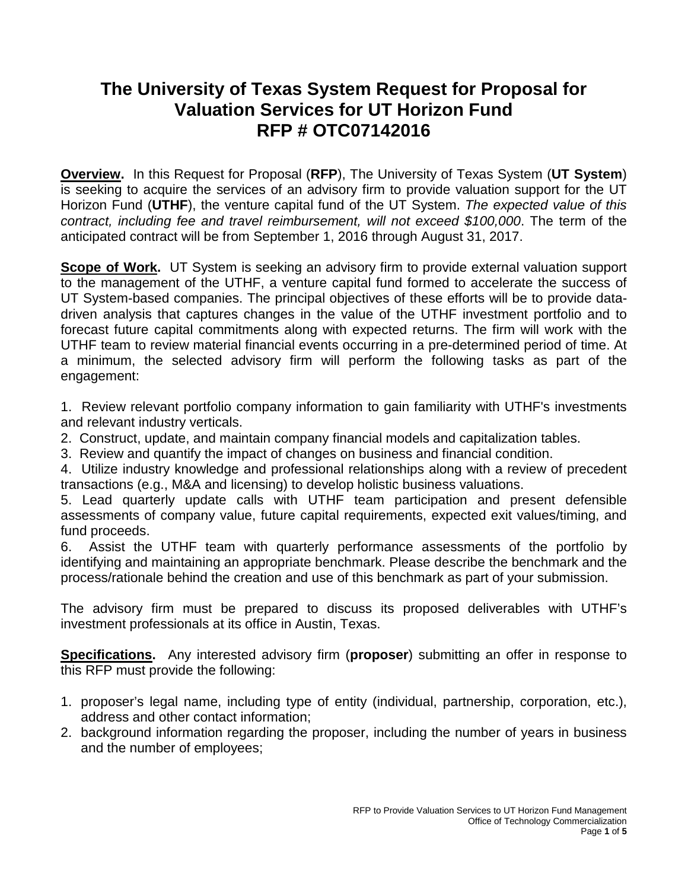# The University of Texas System Request for Proposal for Valuation Services for UT Horizon Fund RFP # OTC07142016

**Overview.** In this Request for Proposal (**RFP**), The University of Texas System (**UT System**) is seeking to acquire the services of an advisory firm to provide valuation support for the UT Horizon Fund (**UTHF**), the venture capital fund of the UT System. *The expected value of this contract, including fee and travel reimbursement, will not exceed $100,000*. The term of the anticipated contract will be from September 1, 2016 through August 31, 2017.

**Scope of Work.** UT System is seeking an advisory firm to provide external valuation support to the management of the UTHF, a venture capital fund formed to accelerate the success of UT System-based companies. The principal objectives of these efforts will be to provide data-driven analysis that captures changes in the value of the UTHF investment portfolio and to forecast future capital commitments along with expected returns. The firm will work with the UTHF team to review material financial events occurring in a pre-determined period of time. At a minimum, the selected advisory firm will perform the following tasks as part of the engagement:

1. Review relevant portfolio company information to gain familiarity with UTHF's investments and relevant industry verticals.
2. Construct, update, and maintain company financial models and capitalization tables.
3. Review and quantify the impact of changes on business and financial condition.
4. Utilize industry knowledge and professional relationships along with a review of precedent transactions (e.g., M&A and licensing) to develop holistic business valuations.
5. Lead quarterly update calls with UTHF team participation and present defensible assessments of company value, future capital requirements, expected exit values/timing, and fund proceeds.
6. Assist the UTHF team with quarterly performance assessments of the portfolio by identifying and maintaining an appropriate benchmark. Please describe the benchmark and the process/rationale behind the creation and use of this benchmark as part of your submission.

The advisory firm must be prepared to discuss its proposed deliverables with UTHF's investment professionals at its office in Austin, Texas.

**Specifications.** Any interested advisory firm (**proposer**) submitting an offer in response to this RFP must provide the following:

1. proposer's legal name, including type of entity (individual, partnership, corporation, etc.), address and other contact information;
2. background information regarding the proposer, including the number of years in business and the number of employees;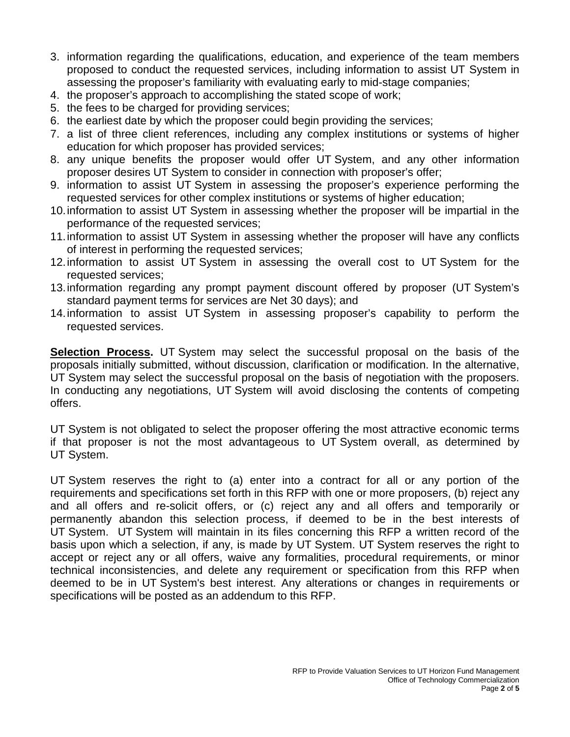3. information regarding the qualifications, education, and experience of the team members proposed to conduct the requested services, including information to assist UT System in assessing the proposer's familiarity with evaluating early to mid-stage companies;
4. the proposer's approach to accomplishing the stated scope of work;
5. the fees to be charged for providing services;
6. the earliest date by which the proposer could begin providing the services;
7. a list of three client references, including any complex institutions or systems of higher education for which proposer has provided services;
8. any unique benefits the proposer would offer UT System, and any other information proposer desires UT System to consider in connection with proposer's offer;
9. information to assist UT System in assessing the proposer's experience performing the requested services for other complex institutions or systems of higher education;
10. information to assist UT System in assessing whether the proposer will be impartial in the performance of the requested services;
11. information to assist UT System in assessing whether the proposer will have any conflicts of interest in performing the requested services;
12. information to assist UT System in assessing the overall cost to UT System for the requested services;
13. information regarding any prompt payment discount offered by proposer (UT System's standard payment terms for services are Net 30 days); and
14. information to assist UT System in assessing proposer's capability to perform the requested services.

**Selection Process.** UT System may select the successful proposal on the basis of the proposals initially submitted, without discussion, clarification or modification. In the alternative, UT System may select the successful proposal on the basis of negotiation with the proposers. In conducting any negotiations, UT System will avoid disclosing the contents of competing offers.

UT System is not obligated to select the proposer offering the most attractive economic terms if that proposer is not the most advantageous to UT System overall, as determined by UT System.

UT System reserves the right to (a) enter into a contract for all or any portion of the requirements and specifications set forth in this RFP with one or more proposers, (b) reject any and all offers and re-solicit offers, or (c) reject any and all offers and temporarily or permanently abandon this selection process, if deemed to be in the best interests of UT System. UT System will maintain in its files concerning this RFP a written record of the basis upon which a selection, if any, is made by UT System. UT System reserves the right to accept or reject any or all offers, waive any formalities, procedural requirements, or minor technical inconsistencies, and delete any requirement or specification from this RFP when deemed to be in UT System's best interest. Any alterations or changes in requirements or specifications will be posted as an addendum to this RFP.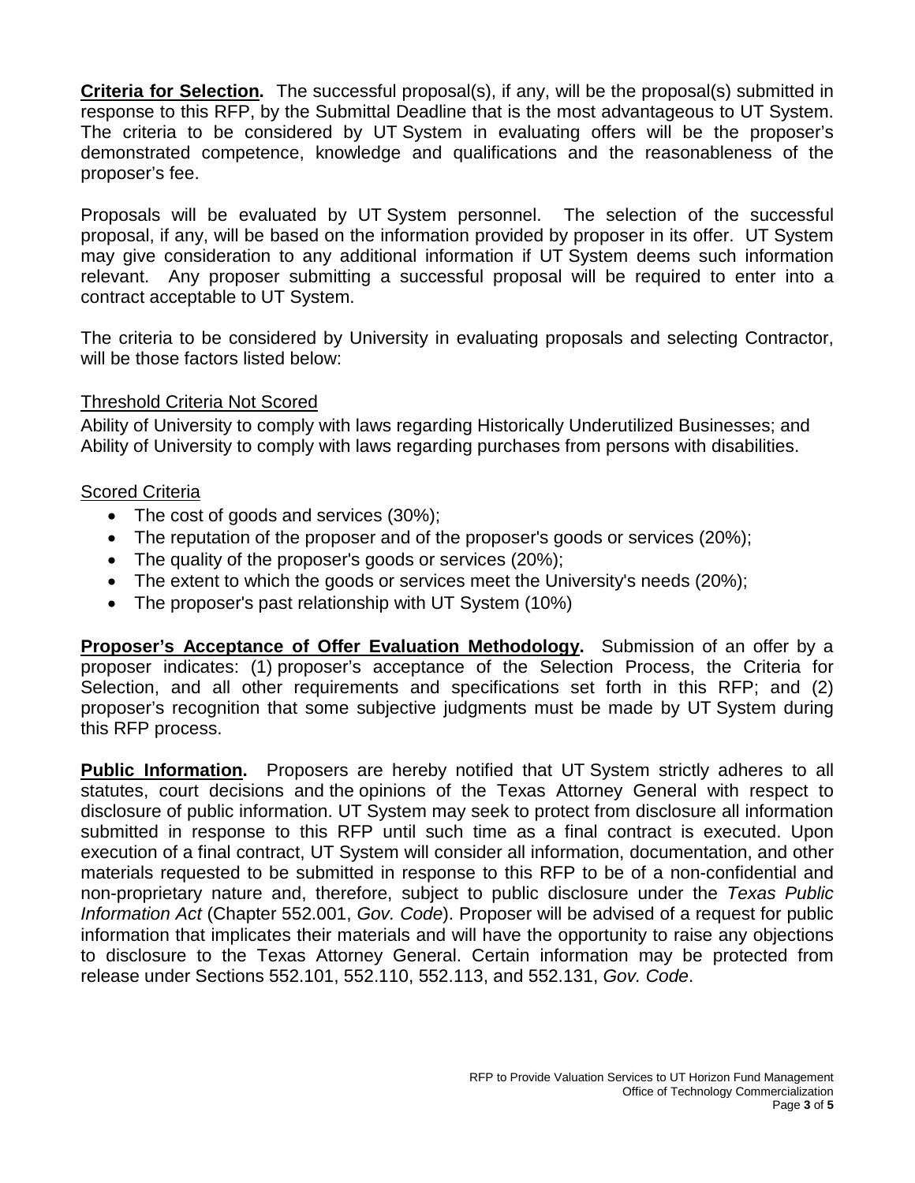**Criteria for Selection.** The successful proposal(s), if any, will be the proposal(s) submitted in response to this RFP, by the Submittal Deadline that is the most advantageous to UT System. The criteria to be considered by UT System in evaluating offers will be the proposer's demonstrated competence, knowledge and qualifications and the reasonableness of the proposer's fee.

Proposals will be evaluated by UT System personnel. The selection of the successful proposal, if any, will be based on the information provided by proposer in its offer. UT System may give consideration to any additional information if UT System deems such information relevant. Any proposer submitting a successful proposal will be required to enter into a contract acceptable to UT System.

The criteria to be considered by University in evaluating proposals and selecting Contractor, will be those factors listed below:

Threshold Criteria Not Scored

Ability of University to comply with laws regarding Historically Underutilized Businesses; and Ability of University to comply with laws regarding purchases from persons with disabilities.

Scored Criteria

- The cost of goods and services (30%);
- The reputation of the proposer and of the proposer's goods or services (20%);
- The quality of the proposer's goods or services (20%);
- The extent to which the goods or services meet the University's needs (20%);
- The proposer's past relationship with UT System (10%)

**Proposer's Acceptance of Offer Evaluation Methodology.** Submission of an offer by a proposer indicates: (1) proposer's acceptance of the Selection Process, the Criteria for Selection, and all other requirements and specifications set forth in this RFP; and (2) proposer's recognition that some subjective judgments must be made by UT System during this RFP process.

**Public Information.** Proposers are hereby notified that UT System strictly adheres to all statutes, court decisions and the opinions of the Texas Attorney General with respect to disclosure of public information. UT System may seek to protect from disclosure all information submitted in response to this RFP until such time as a final contract is executed. Upon execution of a final contract, UT System will consider all information, documentation, and other materials requested to be submitted in response to this RFP to be of a non-confidential and non-proprietary nature and, therefore, subject to public disclosure under the *Texas Public Information Act* (Chapter 552.001, *Gov. Code*). Proposer will be advised of a request for public information that implicates their materials and will have the opportunity to raise any objections to disclosure to the Texas Attorney General. Certain information may be protected from release under Sections 552.101, 552.110, 552.113, and 552.131, *Gov. Code*.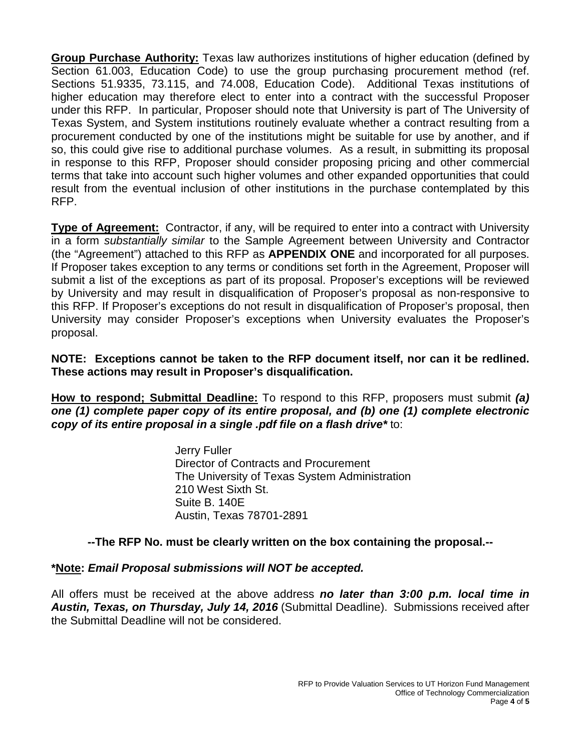**Group Purchase Authority:** Texas law authorizes institutions of higher education (defined by Section 61.003, Education Code) to use the group purchasing procurement method (ref. Sections 51.9335, 73.115, and 74.008, Education Code). Additional Texas institutions of higher education may therefore elect to enter into a contract with the successful Proposer under this RFP. In particular, Proposer should note that University is part of The University of Texas System, and System institutions routinely evaluate whether a contract resulting from a procurement conducted by one of the institutions might be suitable for use by another, and if so, this could give rise to additional purchase volumes. As a result, in submitting its proposal in response to this RFP, Proposer should consider proposing pricing and other commercial terms that take into account such higher volumes and other expanded opportunities that could result from the eventual inclusion of other institutions in the purchase contemplated by this RFP.

**Type of Agreement:** Contractor, if any, will be required to enter into a contract with University in a form *substantially similar* to the Sample Agreement between University and Contractor (the "Agreement") attached to this RFP as **APPENDIX ONE** and incorporated for all purposes. If Proposer takes exception to any terms or conditions set forth in the Agreement, Proposer will submit a list of the exceptions as part of its proposal. Proposer's exceptions will be reviewed by University and may result in disqualification of Proposer's proposal as non-responsive to this RFP. If Proposer's exceptions do not result in disqualification of Proposer's proposal, then University may consider Proposer's exceptions when University evaluates the Proposer's proposal.

**NOTE: Exceptions cannot be taken to the RFP document itself, nor can it be redlined. These actions may result in Proposer's disqualification.**

**How to respond; Submittal Deadline:** To respond to this RFP, proposers must submit ***(a) one (1) complete paper copy of its entire proposal, and (b) one (1) complete electronic copy of its entire proposal in a single .pdf file on a flash drive**** to:

Jerry Fuller
Director of Contracts and Procurement
The University of Texas System Administration
210 West Sixth St.
Suite B. 140E
Austin, Texas 78701-2891

**--The RFP No. must be clearly written on the box containing the proposal.--**

***Note: *Email Proposal submissions will NOT be accepted.***

All offers must be received at the above address ***no later than 3:00 p.m. local time in Austin, Texas, on Thursday, July 14, 2016*** (Submittal Deadline). Submissions received after the Submittal Deadline will not be considered.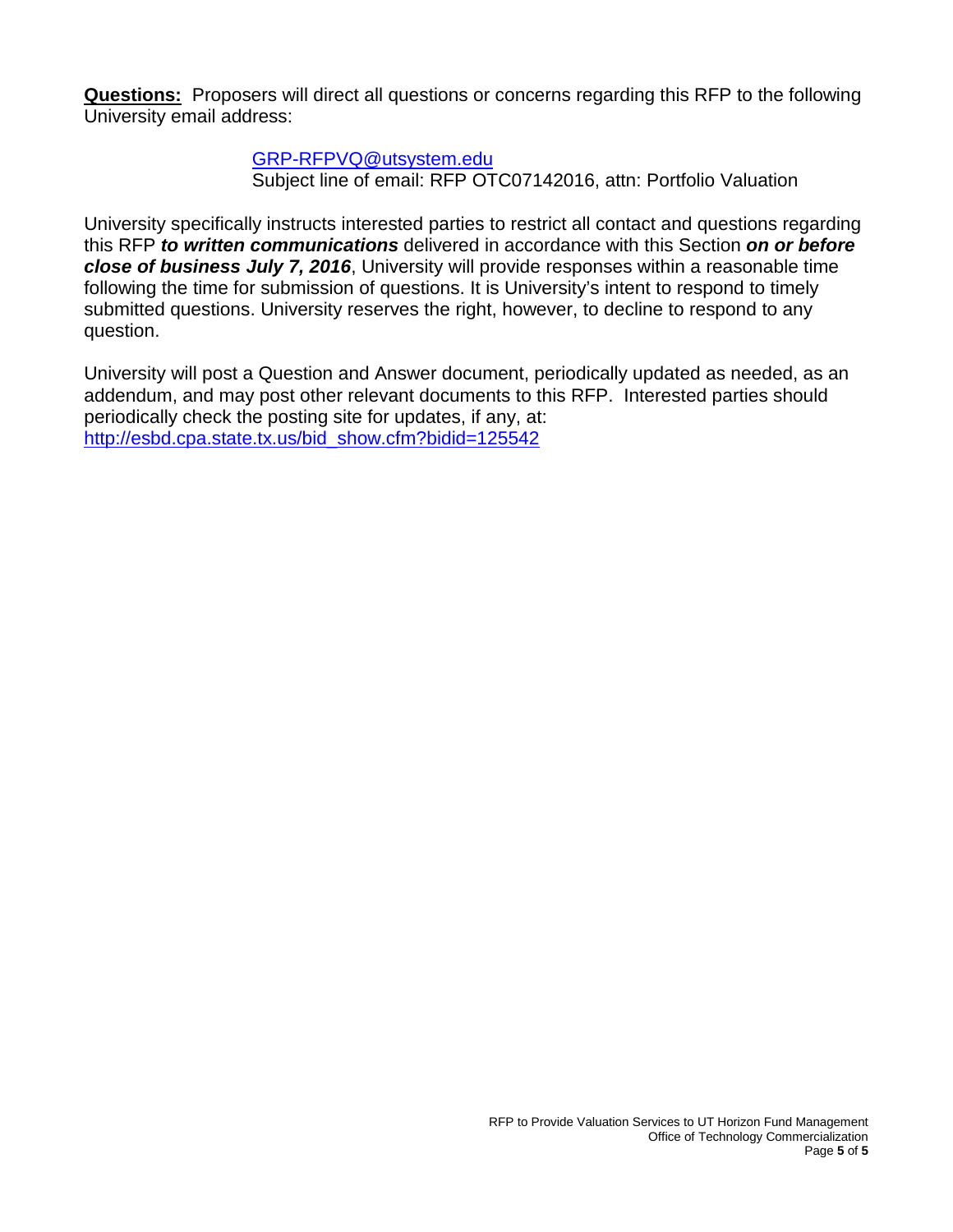**Questions:** Proposers will direct all questions or concerns regarding this RFP to the following University email address:

> [GRP-RFPVQ@utsystem.edu](mailto:GRP-RFPVQ@utsystem.edu)
> Subject line of email: RFP OTC07142016, attn: Portfolio Valuation

University specifically instructs interested parties to restrict all contact and questions regarding this RFP ***to written communications*** delivered in accordance with this Section ***on or before close of business July 7, 2016***, University will provide responses within a reasonable time following the time for submission of questions. It is University's intent to respond to timely submitted questions. University reserves the right, however, to decline to respond to any question.

University will post a Question and Answer document, periodically updated as needed, as an addendum, and may post other relevant documents to this RFP. Interested parties should periodically check the posting site for updates, if any, at: [http://esbd.cpa.state.tx.us/bid_show.cfm?bidid=125542](http://esbd.cpa.state.tx.us/bid_show.cfm?bidid=125542)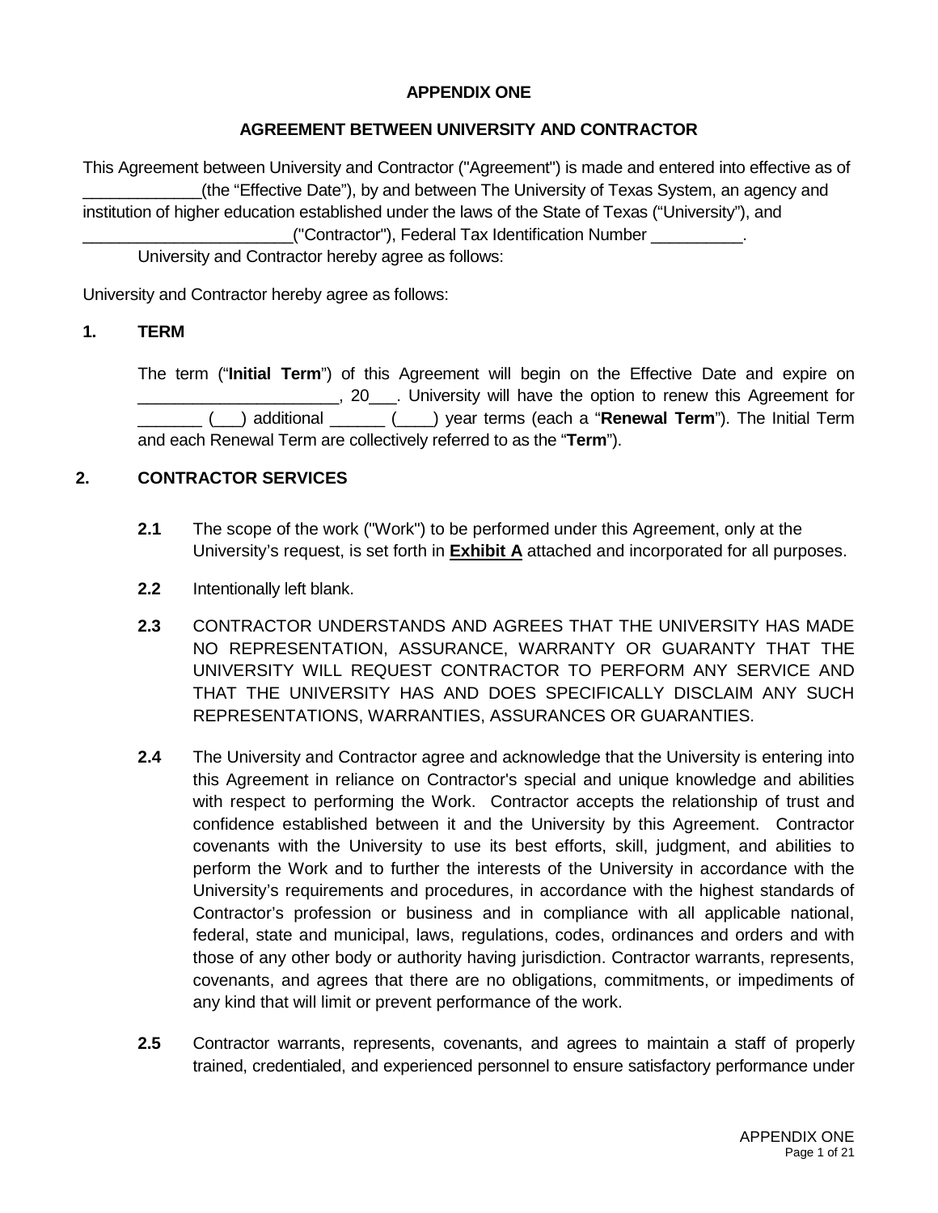**APPENDIX ONE**

**AGREEMENT BETWEEN UNIVERSITY AND CONTRACTOR**

This Agreement between University and Contractor ("Agreement") is made and entered into effective as of _____________(the "Effective Date"), by and between The University of Texas System, an agency and institution of higher education established under the laws of the State of Texas ("University"), and _______________________("Contractor"), Federal Tax Identification Number __________.
University and Contractor hereby agree as follows:

University and Contractor hereby agree as follows:

**1. TERM**

The term ("**Initial Term**") of this Agreement will begin on the Effective Date and expire on ______________________, 20___. University will have the option to renew this Agreement for _______ (___) additional ______ (____) year terms (each a "**Renewal Term**"). The Initial Term and each Renewal Term are collectively referred to as the "**Term**").

**2. CONTRACTOR SERVICES**

**2.1** The scope of the work ("Work") to be performed under this Agreement, only at the University's request, is set forth in **Exhibit A** attached and incorporated for all purposes.

**2.2** Intentionally left blank.

**2.3** CONTRACTOR UNDERSTANDS AND AGREES THAT THE UNIVERSITY HAS MADE NO REPRESENTATION, ASSURANCE, WARRANTY OR GUARANTY THAT THE UNIVERSITY WILL REQUEST CONTRACTOR TO PERFORM ANY SERVICE AND THAT THE UNIVERSITY HAS AND DOES SPECIFICALLY DISCLAIM ANY SUCH REPRESENTATIONS, WARRANTIES, ASSURANCES OR GUARANTIES.

**2.4** The University and Contractor agree and acknowledge that the University is entering into this Agreement in reliance on Contractor's special and unique knowledge and abilities with respect to performing the Work. Contractor accepts the relationship of trust and confidence established between it and the University by this Agreement. Contractor covenants with the University to use its best efforts, skill, judgment, and abilities to perform the Work and to further the interests of the University in accordance with the University's requirements and procedures, in accordance with the highest standards of Contractor's profession or business and in compliance with all applicable national, federal, state and municipal, laws, regulations, codes, ordinances and orders and with those of any other body or authority having jurisdiction. Contractor warrants, represents, covenants, and agrees that there are no obligations, commitments, or impediments of any kind that will limit or prevent performance of the work.

**2.5** Contractor warrants, represents, covenants, and agrees to maintain a staff of properly trained, credentialed, and experienced personnel to ensure satisfactory performance under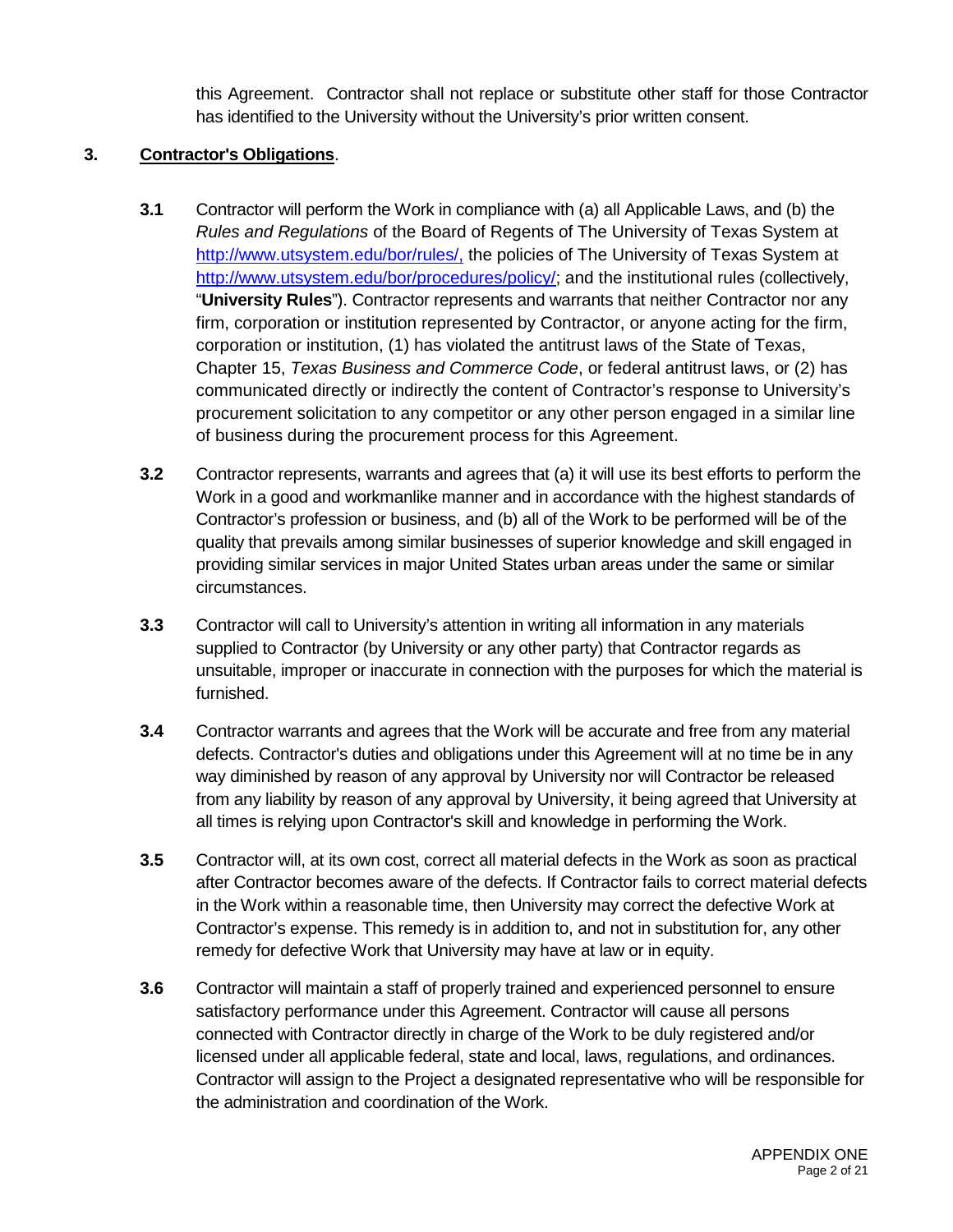this Agreement. Contractor shall not replace or substitute other staff for those Contractor has identified to the University without the University's prior written consent.

**3. Contractor's Obligations**.

**3.1** Contractor will perform the Work in compliance with (a) all Applicable Laws, and (b) the *Rules and Regulations* of the Board of Regents of The University of Texas System at http://www.utsystem.edu/bor/rules/, the policies of The University of Texas System at http://www.utsystem.edu/bor/procedures/policy/; and the institutional rules (collectively, "**University Rules**"). Contractor represents and warrants that neither Contractor nor any firm, corporation or institution represented by Contractor, or anyone acting for the firm, corporation or institution, (1) has violated the antitrust laws of the State of Texas, Chapter 15, *Texas Business and Commerce Code*, or federal antitrust laws, or (2) has communicated directly or indirectly the content of Contractor's response to University's procurement solicitation to any competitor or any other person engaged in a similar line of business during the procurement process for this Agreement.

**3.2** Contractor represents, warrants and agrees that (a) it will use its best efforts to perform the Work in a good and workmanlike manner and in accordance with the highest standards of Contractor's profession or business, and (b) all of the Work to be performed will be of the quality that prevails among similar businesses of superior knowledge and skill engaged in providing similar services in major United States urban areas under the same or similar circumstances.

**3.3** Contractor will call to University's attention in writing all information in any materials supplied to Contractor (by University or any other party) that Contractor regards as unsuitable, improper or inaccurate in connection with the purposes for which the material is furnished.

**3.4** Contractor warrants and agrees that the Work will be accurate and free from any material defects. Contractor's duties and obligations under this Agreement will at no time be in any way diminished by reason of any approval by University nor will Contractor be released from any liability by reason of any approval by University, it being agreed that University at all times is relying upon Contractor's skill and knowledge in performing the Work.

**3.5** Contractor will, at its own cost, correct all material defects in the Work as soon as practical after Contractor becomes aware of the defects. If Contractor fails to correct material defects in the Work within a reasonable time, then University may correct the defective Work at Contractor's expense. This remedy is in addition to, and not in substitution for, any other remedy for defective Work that University may have at law or in equity.

**3.6** Contractor will maintain a staff of properly trained and experienced personnel to ensure satisfactory performance under this Agreement. Contractor will cause all persons connected with Contractor directly in charge of the Work to be duly registered and/or licensed under all applicable federal, state and local, laws, regulations, and ordinances. Contractor will assign to the Project a designated representative who will be responsible for the administration and coordination of the Work.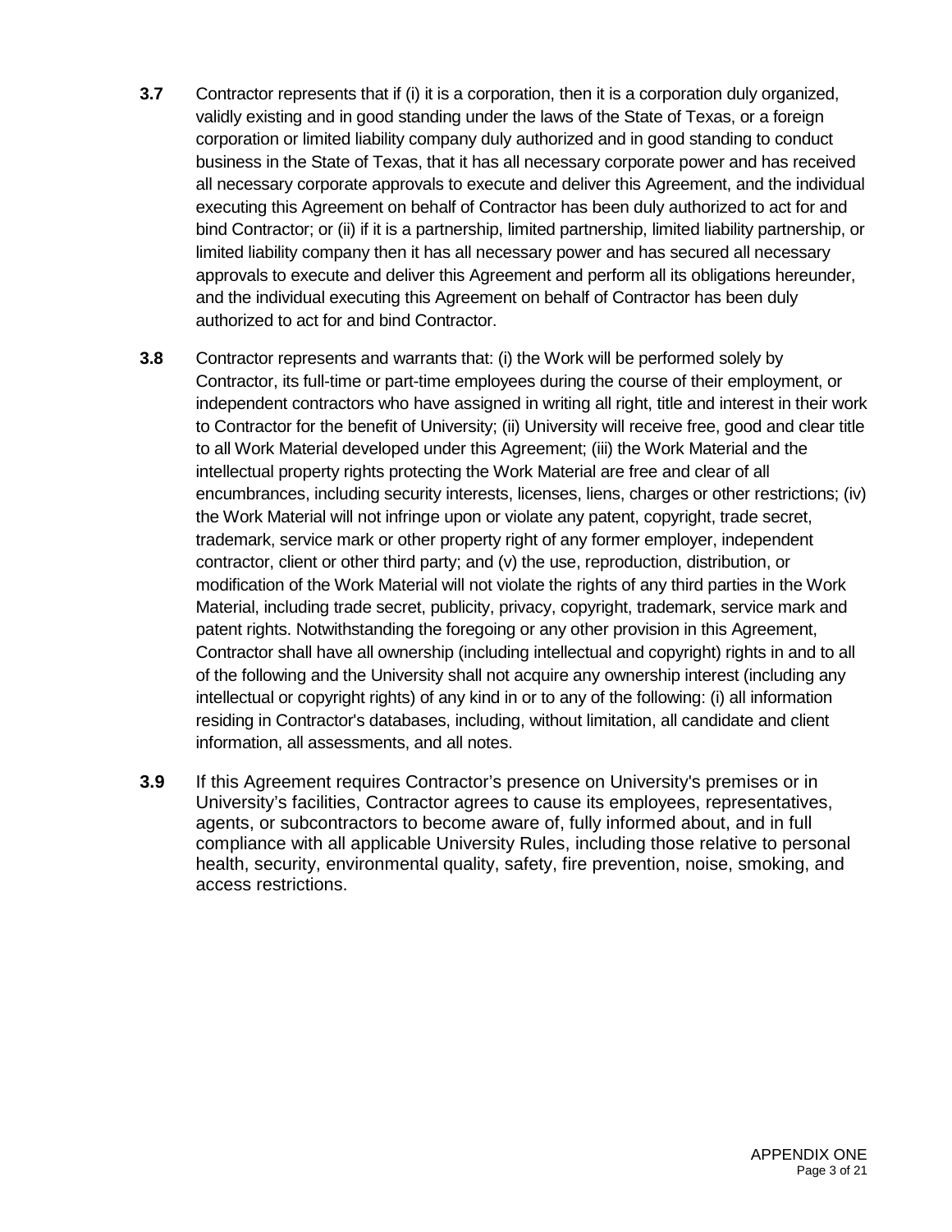**3.7** Contractor represents that if (i) it is a corporation, then it is a corporation duly organized, validly existing and in good standing under the laws of the State of Texas, or a foreign corporation or limited liability company duly authorized and in good standing to conduct business in the State of Texas, that it has all necessary corporate power and has received all necessary corporate approvals to execute and deliver this Agreement, and the individual executing this Agreement on behalf of Contractor has been duly authorized to act for and bind Contractor; or (ii) if it is a partnership, limited partnership, limited liability partnership, or limited liability company then it has all necessary power and has secured all necessary approvals to execute and deliver this Agreement and perform all its obligations hereunder, and the individual executing this Agreement on behalf of Contractor has been duly authorized to act for and bind Contractor.

**3.8** Contractor represents and warrants that: (i) the Work will be performed solely by Contractor, its full-time or part-time employees during the course of their employment, or independent contractors who have assigned in writing all right, title and interest in their work to Contractor for the benefit of University; (ii) University will receive free, good and clear title to all Work Material developed under this Agreement; (iii) the Work Material and the intellectual property rights protecting the Work Material are free and clear of all encumbrances, including security interests, licenses, liens, charges or other restrictions; (iv) the Work Material will not infringe upon or violate any patent, copyright, trade secret, trademark, service mark or other property right of any former employer, independent contractor, client or other third party; and (v) the use, reproduction, distribution, or modification of the Work Material will not violate the rights of any third parties in the Work Material, including trade secret, publicity, privacy, copyright, trademark, service mark and patent rights. Notwithstanding the foregoing or any other provision in this Agreement, Contractor shall have all ownership (including intellectual and copyright) rights in and to all of the following and the University shall not acquire any ownership interest (including any intellectual or copyright rights) of any kind in or to any of the following: (i) all information residing in Contractor's databases, including, without limitation, all candidate and client information, all assessments, and all notes.

**3.9** If this Agreement requires Contractor's presence on University's premises or in University's facilities, Contractor agrees to cause its employees, representatives, agents, or subcontractors to become aware of, fully informed about, and in full compliance with all applicable University Rules, including those relative to personal health, security, environmental quality, safety, fire prevention, noise, smoking, and access restrictions.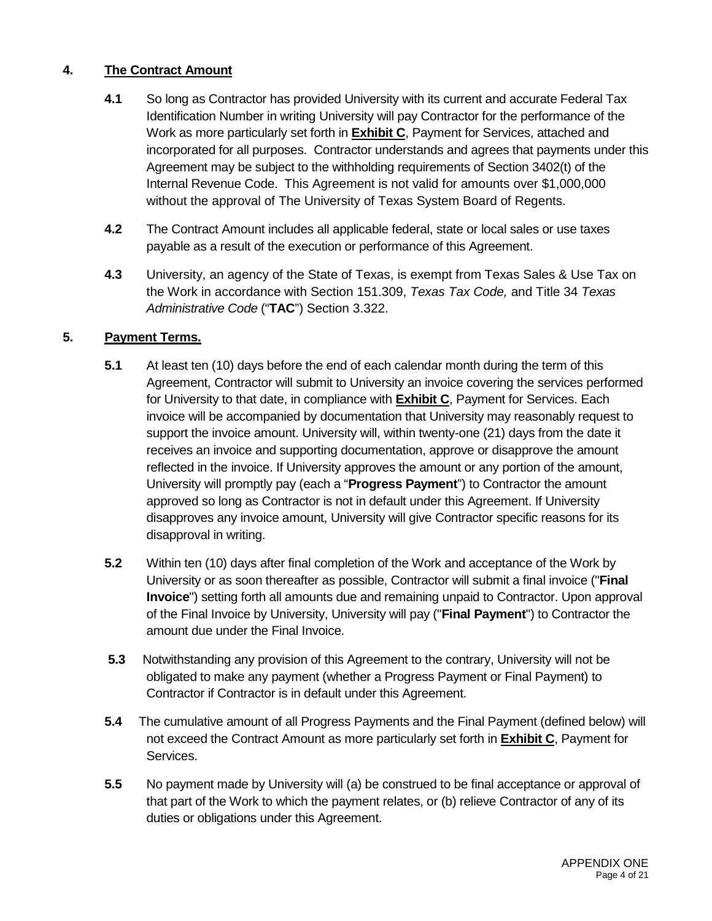## 4. Contract Amount

**4.1** So long as Contractor has provided University with its current and accurate Federal Tax Identification Number in writing University will pay Contractor for the performance of the Work as more particularly set forth in **Exhibit C**, Payment for Services, attached and incorporated for all purposes. Contractor understands and agrees that payments under this Agreement may be subject to the withholding requirements of Section 3402(t) of the Internal Revenue Code. This Agreement is not valid for amounts over $1,000,000 without the approval of The University of Texas System Board of Regents.

**4.2** The Contract Amount includes all applicable federal, state or local sales or use taxes payable as a result of the execution or performance of this Agreement.

**4.3** University, an agency of the State of Texas, is exempt from Texas Sales & Use Tax on the Work in accordance with Section 151.309, *Texas Tax Code,* and Title 34 *Texas Administrative Code* ("**TAC**") Section 3.322.

## 5. Payment Terms.

**5.1** At least ten (10) days before the end of each calendar month during the term of this Agreement, Contractor will submit to University an invoice covering the services performed for University to that date, in compliance with **Exhibit C**, Payment for Services. Each invoice will be accompanied by documentation that University may reasonably request to support the invoice amount. University will, within twenty-one (21) days from the date it receives an invoice and supporting documentation, approve or disapprove the amount reflected in the invoice. If University approves the amount or any portion of the amount, University will promptly pay (each a "**Progress Payment**") to Contractor the amount approved so long as Contractor is not in default under this Agreement. If University disapproves any invoice amount, University will give Contractor specific reasons for its disapproval in writing.

**5.2** Within ten (10) days after final completion of the Work and acceptance of the Work by University or as soon thereafter as possible, Contractor will submit a final invoice ("**Final Invoice**") setting forth all amounts due and remaining unpaid to Contractor. Upon approval of the Final Invoice by University, University will pay ("**Final Payment**") to Contractor the amount due under the Final Invoice.

**5.3** Notwithstanding any provision of this Agreement to the contrary, University will not be obligated to make any payment (whether a Progress Payment or Final Payment) to Contractor if Contractor is in default under this Agreement.

**5.4** The cumulative amount of all Progress Payments and the Final Payment (defined below) will not exceed the Contract Amount as more particularly set forth in **Exhibit C**, Payment for Services.

**5.5** No payment made by University will (a) be construed to be final acceptance or approval of that part of the Work to which the payment relates, or (b) relieve Contractor of any of its duties or obligations under this Agreement.

APPENDIX ONE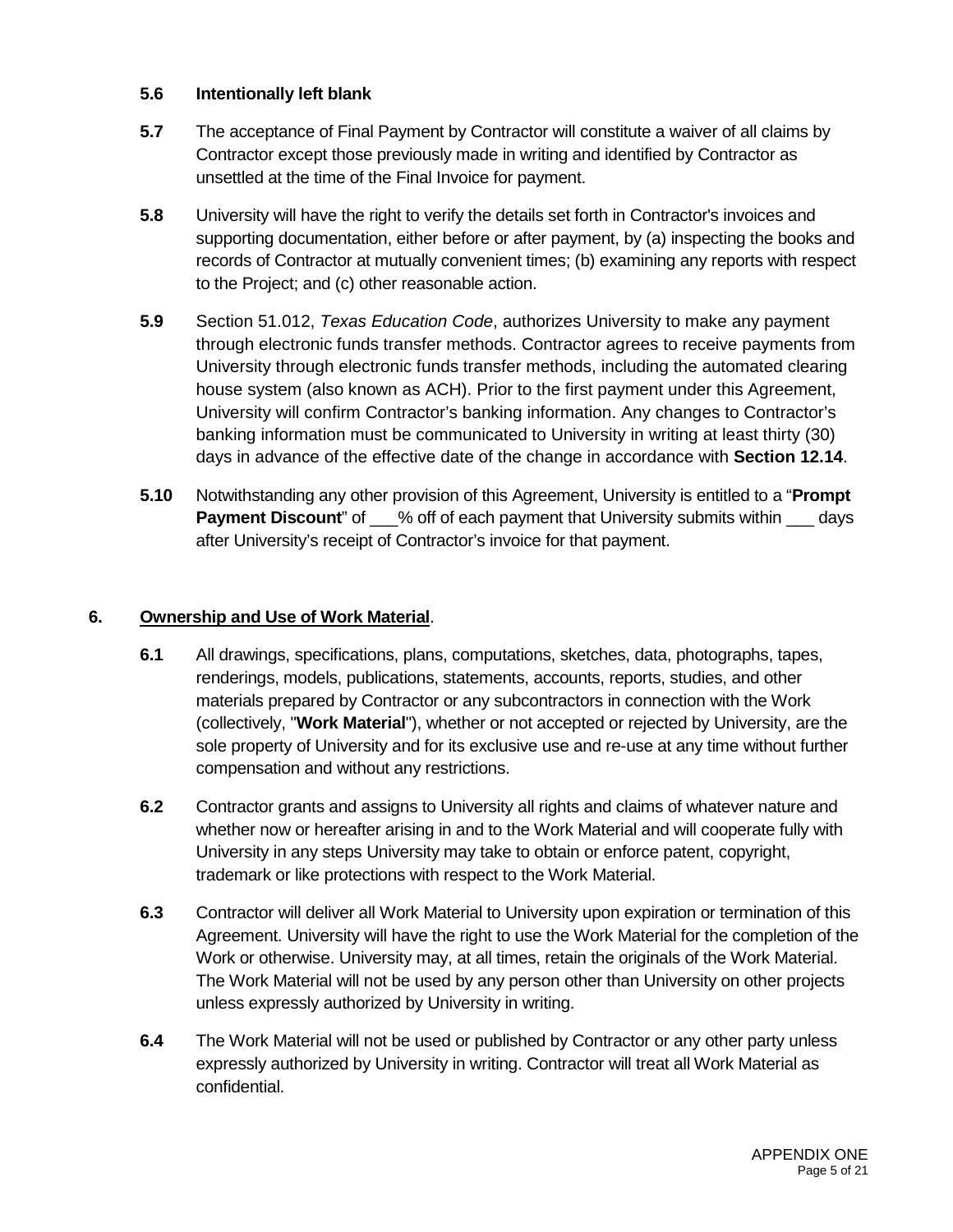**5.6** **Intentionally left blank**

**5.7** The acceptance of Final Payment by Contractor will constitute a waiver of all claims by Contractor except those previously made in writing and identified by Contractor as unsettled at the time of the Final Invoice for payment.

**5.8** University will have the right to verify the details set forth in Contractor's invoices and supporting documentation, either before or after payment, by (a) inspecting the books and records of Contractor at mutually convenient times; (b) examining any reports with respect to the Project; and (c) other reasonable action.

**5.9** Section 51.012, *Texas Education Code*, authorizes University to make any payment through electronic funds transfer methods. Contractor agrees to receive payments from University through electronic funds transfer methods, including the automated clearing house system (also known as ACH). Prior to the first payment under this Agreement, University will confirm Contractor's banking information. Any changes to Contractor's banking information must be communicated to University in writing at least thirty (30) days in advance of the effective date of the change in accordance with **Section 12.14**.

**5.10** Notwithstanding any other provision of this Agreement, University is entitled to a "**Prompt Payment Discount**" of ___% off of each payment that University submits within ___ days after University's receipt of Contractor's invoice for that payment.

## 6. Ownership and Use of Work Material.

**6.1** All drawings, specifications, plans, computations, sketches, data, photographs, tapes, renderings, models, publications, statements, accounts, reports, studies, and other materials prepared by Contractor or any subcontractors in connection with the Work (collectively, "**Work Material**"), whether or not accepted or rejected by University, are the sole property of University and for its exclusive use and re-use at any time without further compensation and without any restrictions.

**6.2** Contractor grants and assigns to University all rights and claims of whatever nature and whether now or hereafter arising in and to the Work Material and will cooperate fully with University in any steps University may take to obtain or enforce patent, copyright, trademark or like protections with respect to the Work Material.

**6.3** Contractor will deliver all Work Material to University upon expiration or termination of this Agreement. University will have the right to use the Work Material for the completion of the Work or otherwise. University may, at all times, retain the originals of the Work Material. The Work Material will not be used by any person other than University on other projects unless expressly authorized by University in writing.

**6.4** The Work Material will not be used or published by Contractor or any other party unless expressly authorized by University in writing. Contractor will treat all Work Material as confidential.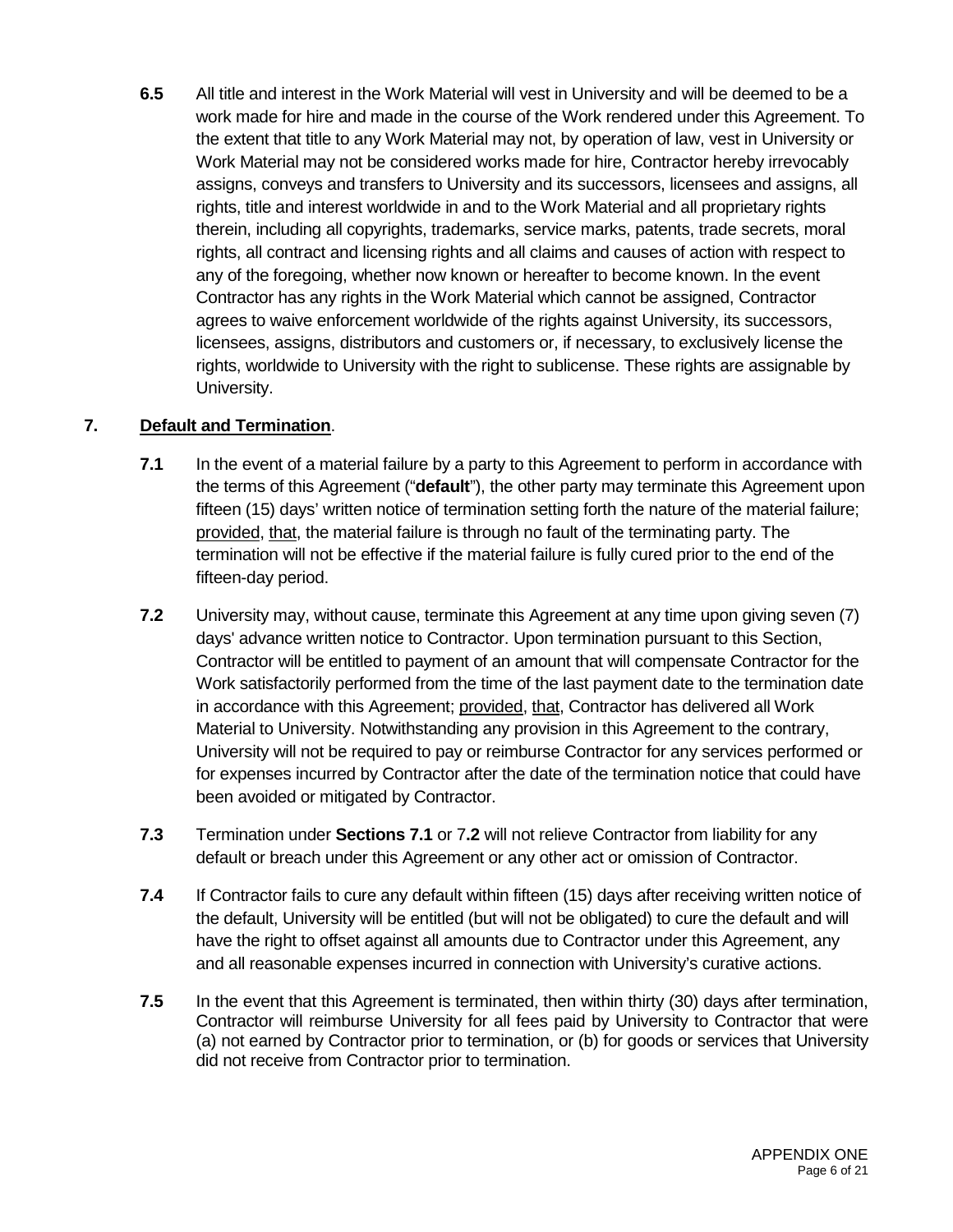**6.5** All title and interest in the Work Material will vest in University and will be deemed to be a work made for hire and made in the course of the Work rendered under this Agreement. To the extent that title to any Work Material may not, by operation of law, vest in University or Work Material may not be considered works made for hire, Contractor hereby irrevocably assigns, conveys and transfers to University and its successors, licensees and assigns, all rights, title and interest worldwide in and to the Work Material and all proprietary rights therein, including all copyrights, trademarks, service marks, patents, trade secrets, moral rights, all contract and licensing rights and all claims and causes of action with respect to any of the foregoing, whether now known or hereafter to become known. In the event Contractor has any rights in the Work Material which cannot be assigned, Contractor agrees to waive enforcement worldwide of the rights against University, its successors, licensees, assigns, distributors and customers or, if necessary, to exclusively license the rights, worldwide to University with the right to sublicense. These rights are assignable by University.

## 7. Default and Termination.

**7.1** In the event of a material failure by a party to this Agreement to perform in accordance with the terms of this Agreement ("**default**"), the other party may terminate this Agreement upon fifteen (15) days' written notice of termination setting forth the nature of the material failure; provided, that, the material failure is through no fault of the terminating party. The termination will not be effective if the material failure is fully cured prior to the end of the fifteen-day period.

**7.2** University may, without cause, terminate this Agreement at any time upon giving seven (7) days' advance written notice to Contractor. Upon termination pursuant to this Section, Contractor will be entitled to payment of an amount that will compensate Contractor for the Work satisfactorily performed from the time of the last payment date to the termination date in accordance with this Agreement; provided, that, Contractor has delivered all Work Material to University. Notwithstanding any provision in this Agreement to the contrary, University will not be required to pay or reimburse Contractor for any services performed or for expenses incurred by Contractor after the date of the termination notice that could have been avoided or mitigated by Contractor.

**7.3** Termination under **Sections 7.1** or 7**.2** will not relieve Contractor from liability for any default or breach under this Agreement or any other act or omission of Contractor.

**7.4** If Contractor fails to cure any default within fifteen (15) days after receiving written notice of the default, University will be entitled (but will not be obligated) to cure the default and will have the right to offset against all amounts due to Contractor under this Agreement, any and all reasonable expenses incurred in connection with University's curative actions.

**7.5** In the event that this Agreement is terminated, then within thirty (30) days after termination, Contractor will reimburse University for all fees paid by University to Contractor that were (a) not earned by Contractor prior to termination, or (b) for goods or services that University did not receive from Contractor prior to termination.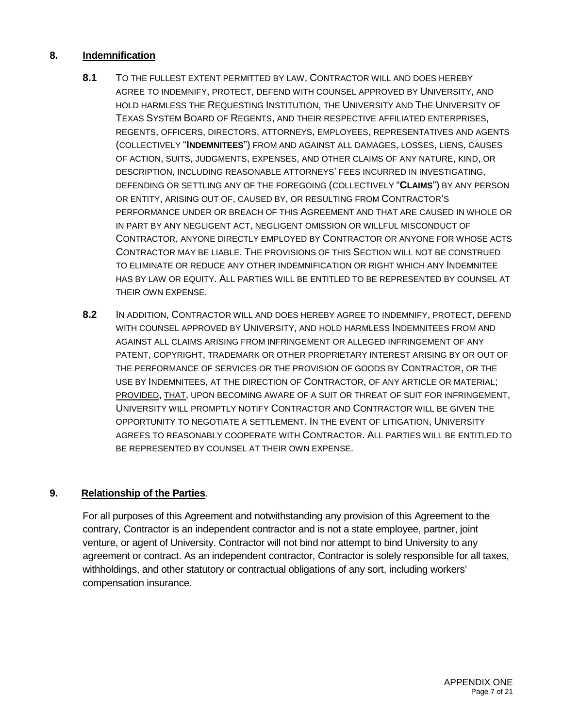## 8. Indemnification

**8.1** TO THE FULLEST EXTENT PERMITTED BY LAW, CONTRACTOR WILL AND DOES HEREBY AGREE TO INDEMNIFY, PROTECT, DEFEND WITH COUNSEL APPROVED BY UNIVERSITY, AND HOLD HARMLESS THE REQUESTING INSTITUTION, THE UNIVERSITY AND THE UNIVERSITY OF TEXAS SYSTEM BOARD OF REGENTS, AND THEIR RESPECTIVE AFFILIATED ENTERPRISES, REGENTS, OFFICERS, DIRECTORS, ATTORNEYS, EMPLOYEES, REPRESENTATIVES AND AGENTS (COLLECTIVELY "**INDEMNITEES**") FROM AND AGAINST ALL DAMAGES, LOSSES, LIENS, CAUSES OF ACTION, SUITS, JUDGMENTS, EXPENSES, AND OTHER CLAIMS OF ANY NATURE, KIND, OR DESCRIPTION, INCLUDING REASONABLE ATTORNEYS' FEES INCURRED IN INVESTIGATING, DEFENDING OR SETTLING ANY OF THE FOREGOING (COLLECTIVELY "**CLAIMS**") BY ANY PERSON OR ENTITY, ARISING OUT OF, CAUSED BY, OR RESULTING FROM CONTRACTOR'S PERFORMANCE UNDER OR BREACH OF THIS AGREEMENT AND THAT ARE CAUSED IN WHOLE OR IN PART BY ANY NEGLIGENT ACT, NEGLIGENT OMISSION OR WILLFUL MISCONDUCT OF CONTRACTOR, ANYONE DIRECTLY EMPLOYED BY CONTRACTOR OR ANYONE FOR WHOSE ACTS CONTRACTOR MAY BE LIABLE. THE PROVISIONS OF THIS SECTION WILL NOT BE CONSTRUED TO ELIMINATE OR REDUCE ANY OTHER INDEMNIFICATION OR RIGHT WHICH ANY INDEMNITEE HAS BY LAW OR EQUITY. ALL PARTIES WILL BE ENTITLED TO BE REPRESENTED BY COUNSEL AT THEIR OWN EXPENSE.

**8.2** IN ADDITION, CONTRACTOR WILL AND DOES HEREBY AGREE TO INDEMNIFY, PROTECT, DEFEND WITH COUNSEL APPROVED BY UNIVERSITY, AND HOLD HARMLESS INDEMNITEES FROM AND AGAINST ALL CLAIMS ARISING FROM INFRINGEMENT OR ALLEGED INFRINGEMENT OF ANY PATENT, COPYRIGHT, TRADEMARK OR OTHER PROPRIETARY INTEREST ARISING BY OR OUT OF THE PERFORMANCE OF SERVICES OR THE PROVISION OF GOODS BY CONTRACTOR, OR THE USE BY INDEMNITEES, AT THE DIRECTION OF CONTRACTOR, OF ANY ARTICLE OR MATERIAL; PROVIDED, THAT, UPON BECOMING AWARE OF A SUIT OR THREAT OF SUIT FOR INFRINGEMENT, UNIVERSITY WILL PROMPTLY NOTIFY CONTRACTOR AND CONTRACTOR WILL BE GIVEN THE OPPORTUNITY TO NEGOTIATE A SETTLEMENT. IN THE EVENT OF LITIGATION, UNIVERSITY AGREES TO REASONABLY COOPERATE WITH CONTRACTOR. ALL PARTIES WILL BE ENTITLED TO BE REPRESENTED BY COUNSEL AT THEIR OWN EXPENSE.

## 9. Relationship of the Parties.

For all purposes of this Agreement and notwithstanding any provision of this Agreement to the contrary, Contractor is an independent contractor and is not a state employee, partner, joint venture, or agent of University. Contractor will not bind nor attempt to bind University to any agreement or contract. As an independent contractor, Contractor is solely responsible for all taxes, withholdings, and other statutory or contractual obligations of any sort, including workers' compensation insurance.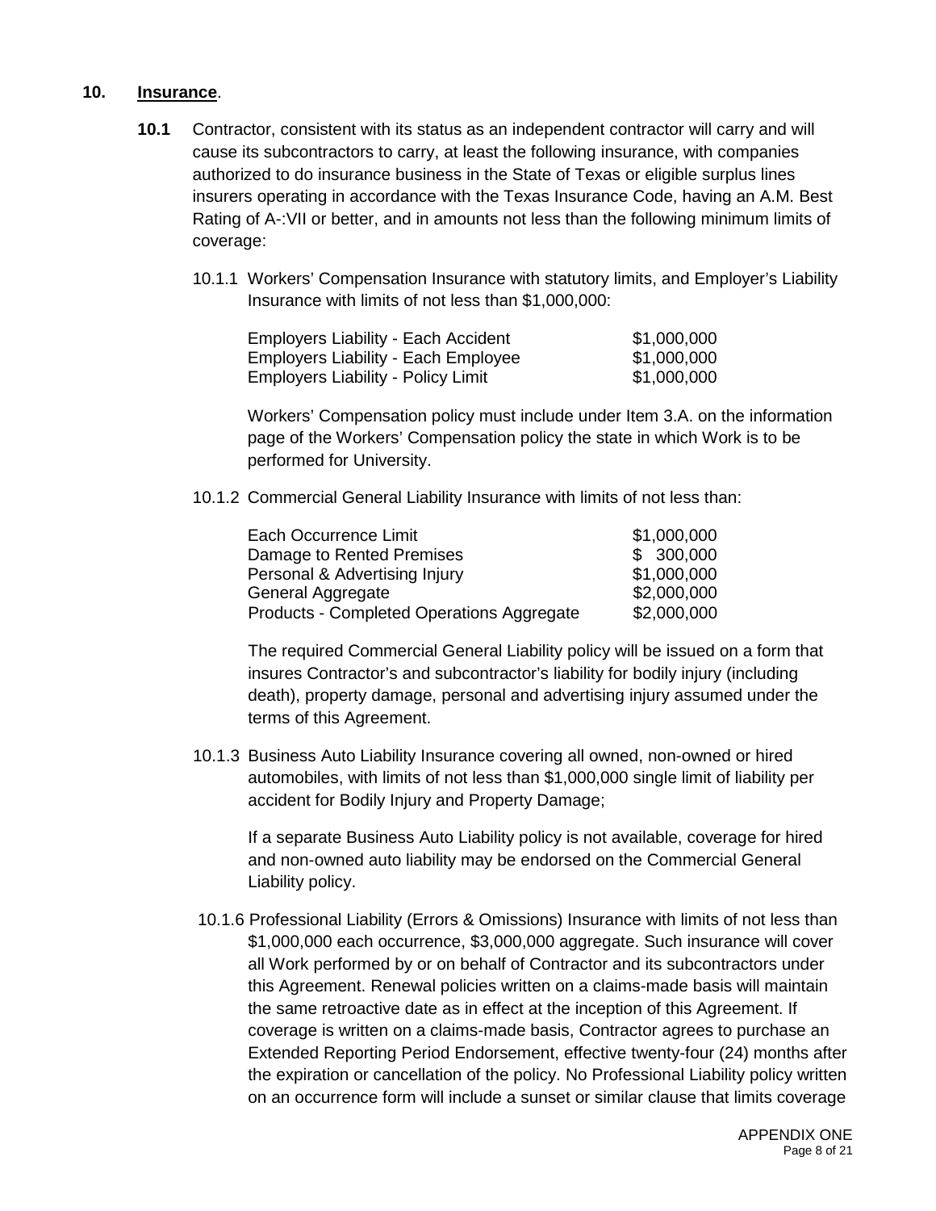## 10. Insurance.

**10.1** Contractor, consistent with its status as an independent contractor will carry and will cause its subcontractors to carry, at least the following insurance, with companies authorized to do insurance business in the State of Texas or eligible surplus lines insurers operating in accordance with the Texas Insurance Code, having an A.M. Best Rating of A-:VII or better, and in amounts not less than the following minimum limits of coverage:

10.1.1 Workers' Compensation Insurance with statutory limits, and Employer's Liability Insurance with limits of not less than $1,000,000:

| | |
|---|---|
| Employers Liability - Each Accident | $1,000,000 |
| Employers Liability - Each Employee | $1,000,000 |
| Employers Liability - Policy Limit | $1,000,000 |

Workers' Compensation policy must include under Item 3.A. on the information page of the Workers' Compensation policy the state in which Work is to be performed for University.

10.1.2 Commercial General Liability Insurance with limits of not less than:

| | |
|---|---|
| Each Occurrence Limit | $1,000,000 |
| Damage to Rented Premises | $ 300,000 |
| Personal & Advertising Injury | $1,000,000 |
| General Aggregate | $2,000,000 |
| Products - Completed Operations Aggregate | $2,000,000 |

The required Commercial General Liability policy will be issued on a form that insures Contractor's and subcontractor's liability for bodily injury (including death), property damage, personal and advertising injury assumed under the terms of this Agreement.

10.1.3 Business Auto Liability Insurance covering all owned, non-owned or hired automobiles, with limits of not less than $1,000,000 single limit of liability per accident for Bodily Injury and Property Damage;

If a separate Business Auto Liability policy is not available, coverage for hired and non-owned auto liability may be endorsed on the Commercial General Liability policy.

10.1.6 Professional Liability (Errors & Omissions) Insurance with limits of not less than $1,000,000 each occurrence, $3,000,000 aggregate. Such insurance will cover all Work performed by or on behalf of Contractor and its subcontractors under this Agreement. Renewal policies written on a claims-made basis will maintain the same retroactive date as in effect at the inception of this Agreement. If coverage is written on a claims-made basis, Contractor agrees to purchase an Extended Reporting Period Endorsement, effective twenty-four (24) months after the expiration or cancellation of the policy. No Professional Liability policy written on an occurrence form will include a sunset or similar clause that limits coverage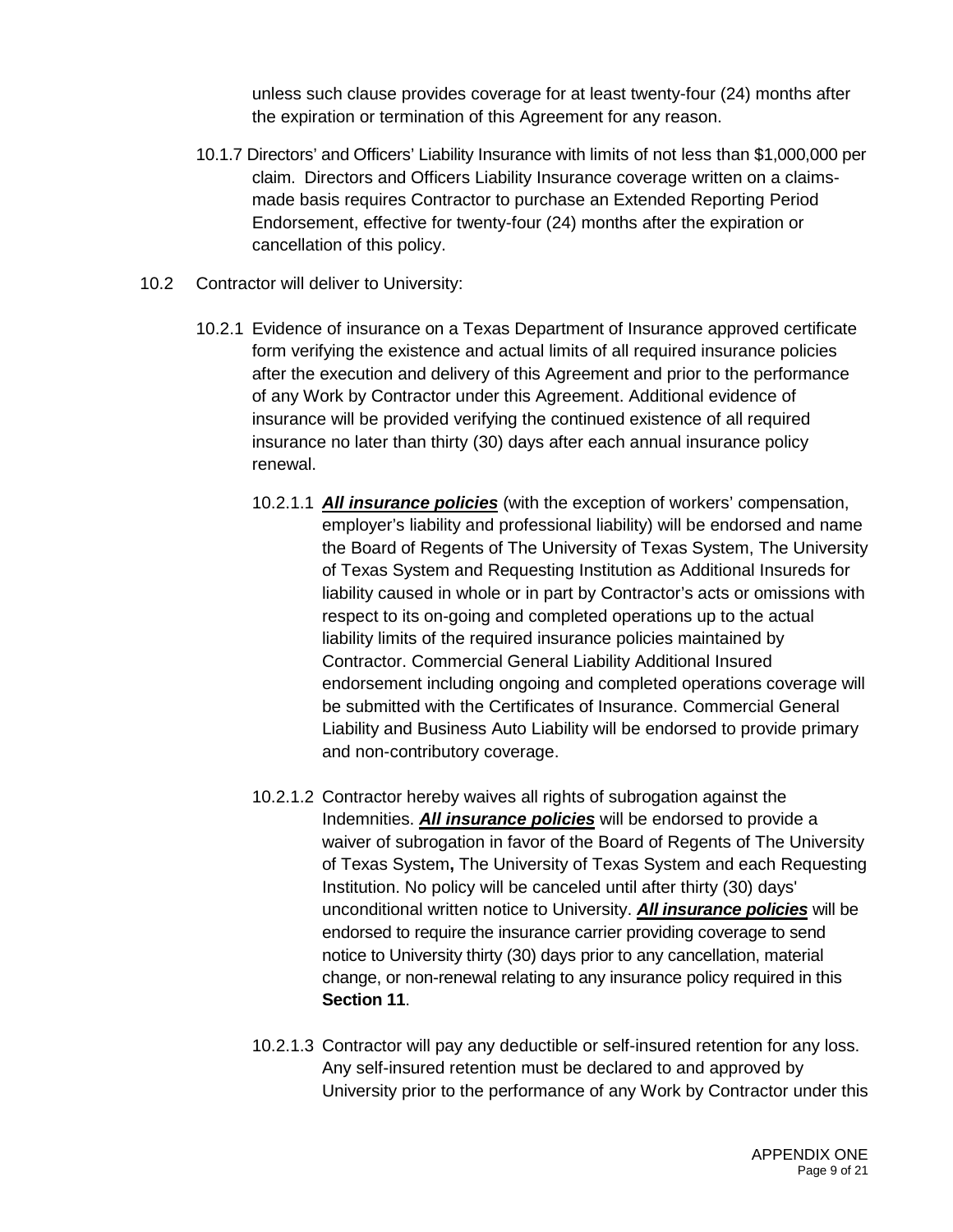unless such clause provides coverage for at least twenty-four (24) months after the expiration or termination of this Agreement for any reason.

10.1.7 Directors' and Officers' Liability Insurance with limits of not less than $1,000,000 per claim. Directors and Officers Liability Insurance coverage written on a claims-made basis requires Contractor to purchase an Extended Reporting Period Endorsement, effective for twenty-four (24) months after the expiration or cancellation of this policy.

10.2 Contractor will deliver to University:

10.2.1 Evidence of insurance on a Texas Department of Insurance approved certificate form verifying the existence and actual limits of all required insurance policies after the execution and delivery of this Agreement and prior to the performance of any Work by Contractor under this Agreement. Additional evidence of insurance will be provided verifying the continued existence of all required insurance no later than thirty (30) days after each annual insurance policy renewal.

10.2.1.1 ***All insurance policies*** (with the exception of workers' compensation, employer's liability and professional liability) will be endorsed and name the Board of Regents of The University of Texas System, The University of Texas System and Requesting Institution as Additional Insureds for liability caused in whole or in part by Contractor's acts or omissions with respect to its on-going and completed operations up to the actual liability limits of the required insurance policies maintained by Contractor. Commercial General Liability Additional Insured endorsement including ongoing and completed operations coverage will be submitted with the Certificates of Insurance. Commercial General Liability and Business Auto Liability will be endorsed to provide primary and non-contributory coverage.

10.2.1.2 Contractor hereby waives all rights of subrogation against the Indemnities. ***All insurance policies*** will be endorsed to provide a waiver of subrogation in favor of the Board of Regents of The University of Texas System**,** The University of Texas System and each Requesting Institution. No policy will be canceled until after thirty (30) days' unconditional written notice to University. ***All insurance policies*** will be endorsed to require the insurance carrier providing coverage to send notice to University thirty (30) days prior to any cancellation, material change, or non-renewal relating to any insurance policy required in this **Section 11**.

10.2.1.3 Contractor will pay any deductible or self-insured retention for any loss. Any self-insured retention must be declared to and approved by University prior to the performance of any Work by Contractor under this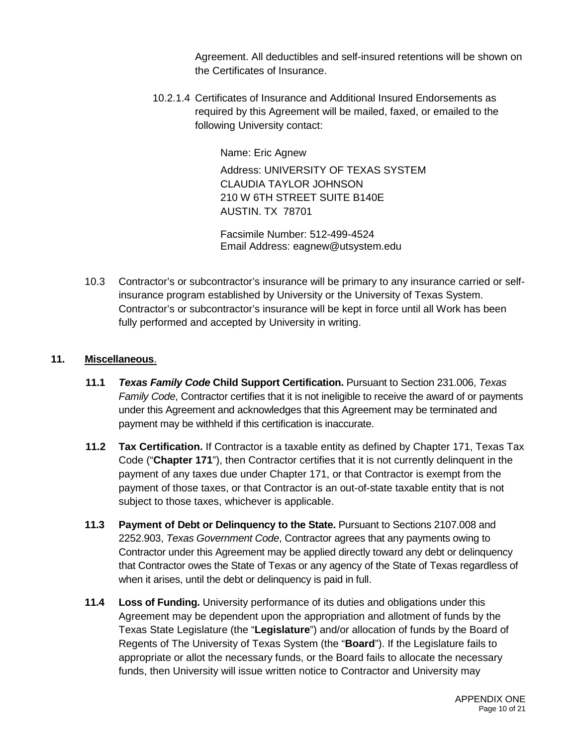Agreement. All deductibles and self-insured retentions will be shown on the Certificates of Insurance.

10.2.1.4 Certificates of Insurance and Additional Insured Endorsements as required by this Agreement will be mailed, faxed, or emailed to the following University contact:

Name: Eric Agnew

Address: UNIVERSITY OF TEXAS SYSTEM
CLAUDIA TAYLOR JOHNSON
210 W 6TH STREET SUITE B140E
AUSTIN. TX 78701

Facsimile Number: 512-499-4524
Email Address: eagnew@utsystem.edu

10.3 Contractor's or subcontractor's insurance will be primary to any insurance carried or self-insurance program established by University or the University of Texas System. Contractor's or subcontractor's insurance will be kept in force until all Work has been fully performed and accepted by University in writing.

**11. <u>Miscellaneous</u>.**

**11.1 *Texas Family Code* Child Support Certification.** Pursuant to Section 231.006, *Texas Family Code*, Contractor certifies that it is not ineligible to receive the award of or payments under this Agreement and acknowledges that this Agreement may be terminated and payment may be withheld if this certification is inaccurate.

**11.2 Tax Certification.** If Contractor is a taxable entity as defined by Chapter 171, Texas Tax Code ("**Chapter 171**"), then Contractor certifies that it is not currently delinquent in the payment of any taxes due under Chapter 171, or that Contractor is exempt from the payment of those taxes, or that Contractor is an out-of-state taxable entity that is not subject to those taxes, whichever is applicable.

**11.3 Payment of Debt or Delinquency to the State.** Pursuant to Sections 2107.008 and 2252.903, *Texas Government Code*, Contractor agrees that any payments owing to Contractor under this Agreement may be applied directly toward any debt or delinquency that Contractor owes the State of Texas or any agency of the State of Texas regardless of when it arises, until the debt or delinquency is paid in full.

**11.4 Loss of Funding.** University performance of its duties and obligations under this Agreement may be dependent upon the appropriation and allotment of funds by the Texas State Legislature (the "**Legislature**") and/or allocation of funds by the Board of Regents of The University of Texas System (the "**Board**"). If the Legislature fails to appropriate or allot the necessary funds, or the Board fails to allocate the necessary funds, then University will issue written notice to Contractor and University may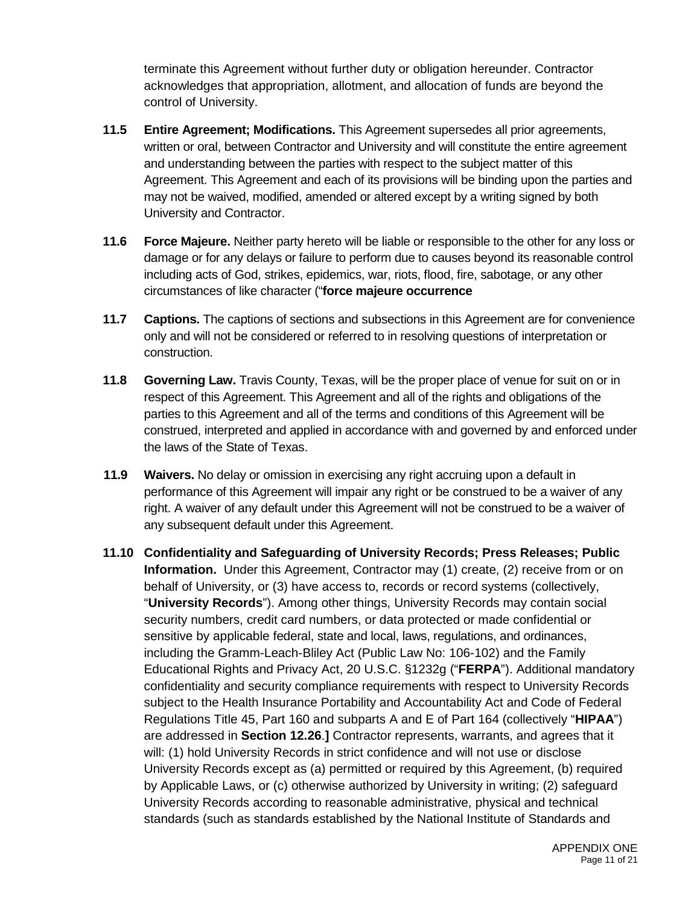terminate this Agreement without further duty or obligation hereunder. Contractor acknowledges that appropriation, allotment, and allocation of funds are beyond the control of University.

**11.5 Entire Agreement; Modifications.** This Agreement supersedes all prior agreements, written or oral, between Contractor and University and will constitute the entire agreement and understanding between the parties with respect to the subject matter of this Agreement. This Agreement and each of its provisions will be binding upon the parties and may not be waived, modified, amended or altered except by a writing signed by both University and Contractor.

**11.6 Force Majeure.** Neither party hereto will be liable or responsible to the other for any loss or damage or for any delays or failure to perform due to causes beyond its reasonable control including acts of God, strikes, epidemics, war, riots, flood, fire, sabotage, or any other circumstances of like character ("**force majeure occurrence**

**11.7 Captions.** The captions of sections and subsections in this Agreement are for convenience only and will not be considered or referred to in resolving questions of interpretation or construction.

**11.8 Governing Law.** Travis County, Texas, will be the proper place of venue for suit on or in respect of this Agreement. This Agreement and all of the rights and obligations of the parties to this Agreement and all of the terms and conditions of this Agreement will be construed, interpreted and applied in accordance with and governed by and enforced under the laws of the State of Texas.

**11.9 Waivers.** No delay or omission in exercising any right accruing upon a default in performance of this Agreement will impair any right or be construed to be a waiver of any right. A waiver of any default under this Agreement will not be construed to be a waiver of any subsequent default under this Agreement.

**11.10 Confidentiality and Safeguarding of University Records; Press Releases; Public Information.** Under this Agreement, Contractor may (1) create, (2) receive from or on behalf of University, or (3) have access to, records or record systems (collectively, "**University Records**"). Among other things, University Records may contain social security numbers, credit card numbers, or data protected or made confidential or sensitive by applicable federal, state and local, laws, regulations, and ordinances, including the Gramm-Leach-Bliley Act (Public Law No: 106-102) and the Family Educational Rights and Privacy Act, 20 U.S.C. §1232g ("**FERPA**"). Additional mandatory confidentiality and security compliance requirements with respect to University Records subject to the Health Insurance Portability and Accountability Act and Code of Federal Regulations Title 45, Part 160 and subparts A and E of Part 164 (collectively "**HIPAA**") are addressed in **Section 12.26**.**]** Contractor represents, warrants, and agrees that it will: (1) hold University Records in strict confidence and will not use or disclose University Records except as (a) permitted or required by this Agreement, (b) required by Applicable Laws, or (c) otherwise authorized by University in writing; (2) safeguard University Records according to reasonable administrative, physical and technical standards (such as standards established by the National Institute of Standards and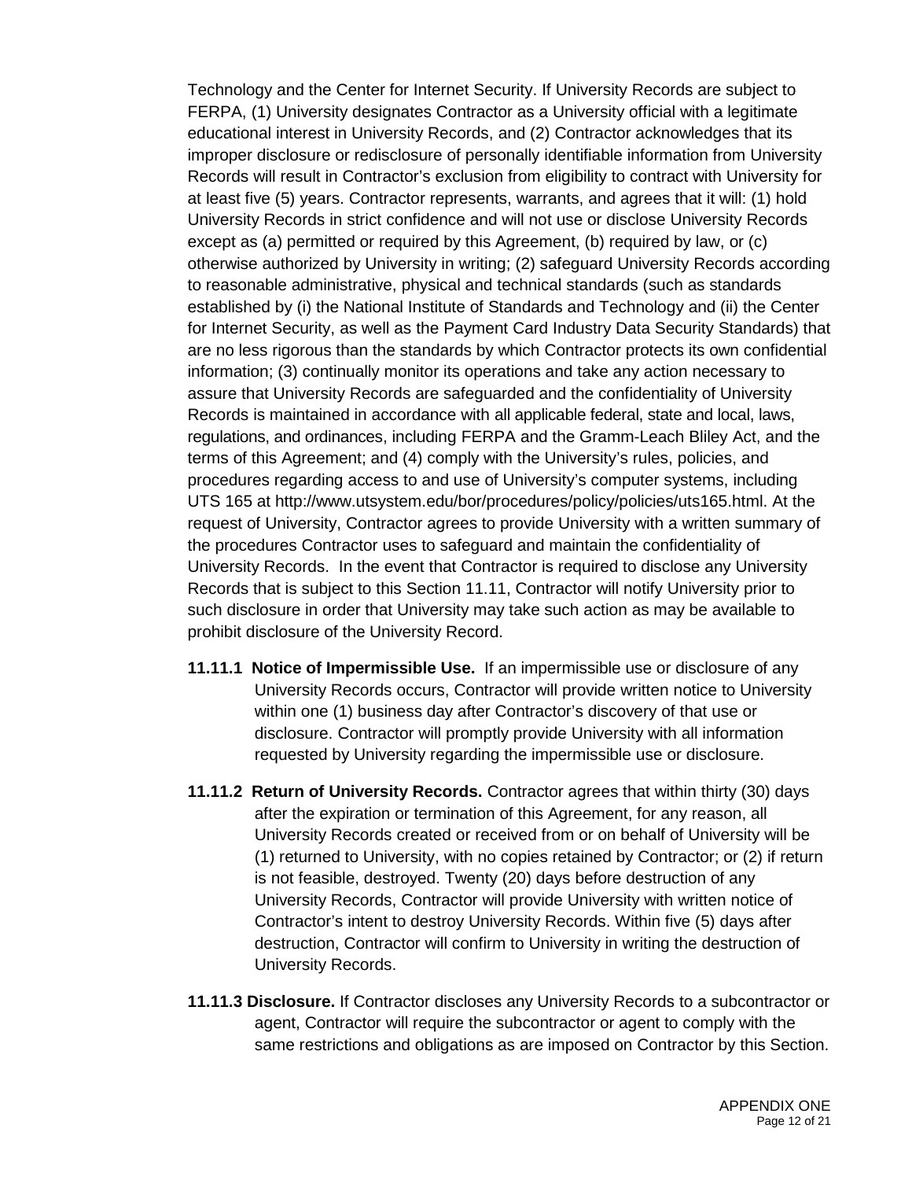Technology and the Center for Internet Security. If University Records are subject to FERPA, (1) University designates Contractor as a University official with a legitimate educational interest in University Records, and (2) Contractor acknowledges that its improper disclosure or redisclosure of personally identifiable information from University Records will result in Contractor's exclusion from eligibility to contract with University for at least five (5) years. Contractor represents, warrants, and agrees that it will: (1) hold University Records in strict confidence and will not use or disclose University Records except as (a) permitted or required by this Agreement, (b) required by law, or (c) otherwise authorized by University in writing; (2) safeguard University Records according to reasonable administrative, physical and technical standards (such as standards established by (i) the National Institute of Standards and Technology and (ii) the Center for Internet Security, as well as the Payment Card Industry Data Security Standards) that are no less rigorous than the standards by which Contractor protects its own confidential information; (3) continually monitor its operations and take any action necessary to assure that University Records are safeguarded and the confidentiality of University Records is maintained in accordance with all applicable federal, state and local, laws, regulations, and ordinances, including FERPA and the Gramm-Leach Bliley Act, and the terms of this Agreement; and (4) comply with the University's rules, policies, and procedures regarding access to and use of University's computer systems, including UTS 165 at http://www.utsystem.edu/bor/procedures/policy/policies/uts165.html. At the request of University, Contractor agrees to provide University with a written summary of the procedures Contractor uses to safeguard and maintain the confidentiality of University Records. In the event that Contractor is required to disclose any University Records that is subject to this Section 11.11, Contractor will notify University prior to such disclosure in order that University may take such action as may be available to prohibit disclosure of the University Record.

**11.11.1 Notice of Impermissible Use.** If an impermissible use or disclosure of any University Records occurs, Contractor will provide written notice to University within one (1) business day after Contractor's discovery of that use or disclosure. Contractor will promptly provide University with all information requested by University regarding the impermissible use or disclosure.

**11.11.2 Return of University Records.** Contractor agrees that within thirty (30) days after the expiration or termination of this Agreement, for any reason, all University Records created or received from or on behalf of University will be (1) returned to University, with no copies retained by Contractor; or (2) if return is not feasible, destroyed. Twenty (20) days before destruction of any University Records, Contractor will provide University with written notice of Contractor's intent to destroy University Records. Within five (5) days after destruction, Contractor will confirm to University in writing the destruction of University Records.

**11.11.3 Disclosure.** If Contractor discloses any University Records to a subcontractor or agent, Contractor will require the subcontractor or agent to comply with the same restrictions and obligations as are imposed on Contractor by this Section.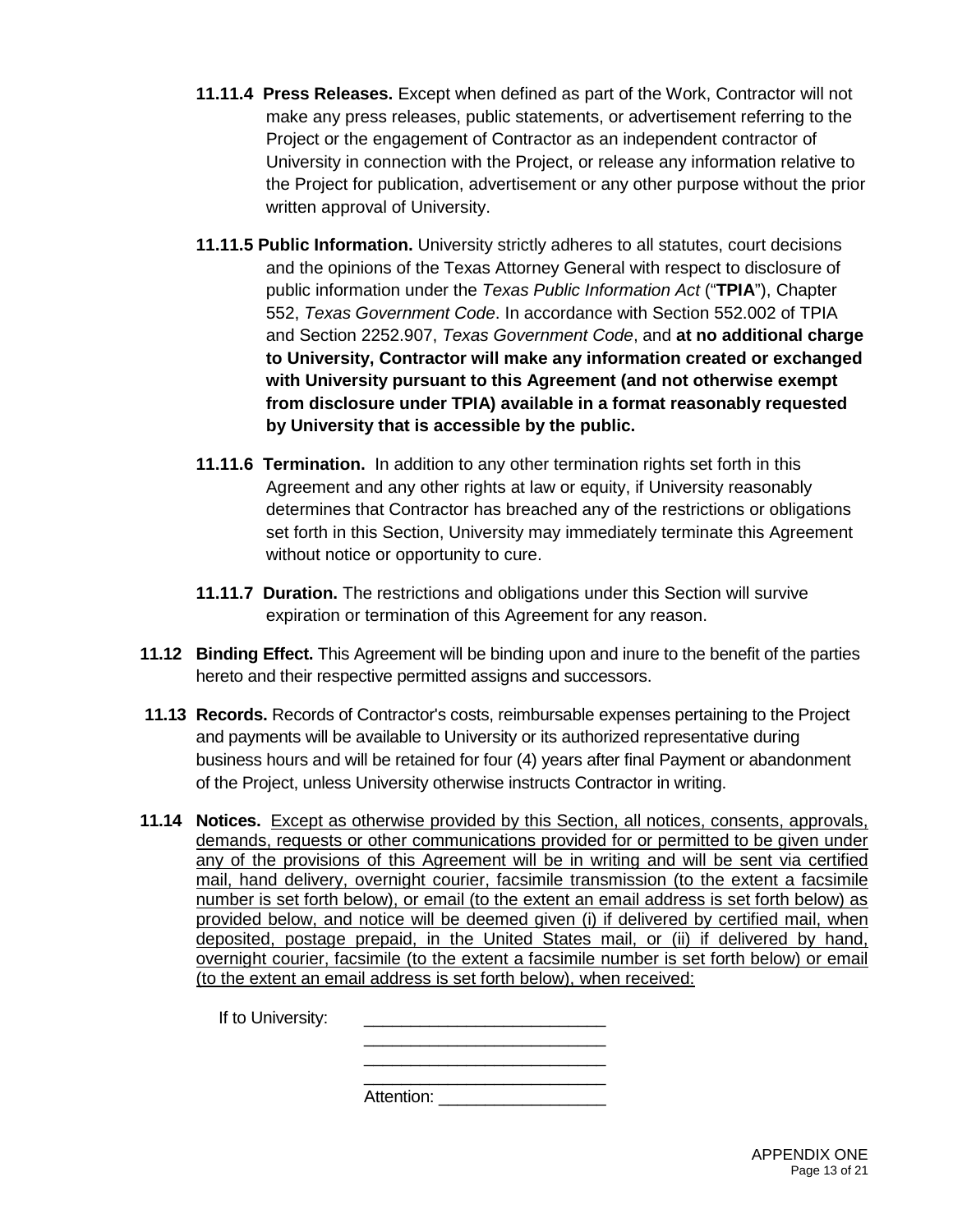**11.11.4 Press Releases.** Except when defined as part of the Work, Contractor will not make any press releases, public statements, or advertisement referring to the Project or the engagement of Contractor as an independent contractor of University in connection with the Project, or release any information relative to the Project for publication, advertisement or any other purpose without the prior written approval of University.

**11.11.5 Public Information.** University strictly adheres to all statutes, court decisions and the opinions of the Texas Attorney General with respect to disclosure of public information under the *Texas Public Information Act* ("**TPIA**"), Chapter 552, *Texas Government Code*. In accordance with Section 552.002 of TPIA and Section 2252.907, *Texas Government Code*, and **at no additional charge to University, Contractor will make any information created or exchanged with University pursuant to this Agreement (and not otherwise exempt from disclosure under TPIA) available in a format reasonably requested by University that is accessible by the public.**

**11.11.6 Termination.** In addition to any other termination rights set forth in this Agreement and any other rights at law or equity, if University reasonably determines that Contractor has breached any of the restrictions or obligations set forth in this Section, University may immediately terminate this Agreement without notice or opportunity to cure.

**11.11.7 Duration.** The restrictions and obligations under this Section will survive expiration or termination of this Agreement for any reason.

**11.12 Binding Effect.** This Agreement will be binding upon and inure to the benefit of the parties hereto and their respective permitted assigns and successors.

**11.13 Records.** Records of Contractor's costs, reimbursable expenses pertaining to the Project and payments will be available to University or its authorized representative during business hours and will be retained for four (4) years after final Payment or abandonment of the Project, unless University otherwise instructs Contractor in writing.

**11.14 Notices.** Except as otherwise provided by this Section, all notices, consents, approvals, demands, requests or other communications provided for or permitted to be given under any of the provisions of this Agreement will be in writing and will be sent via certified mail, hand delivery, overnight courier, facsimile transmission (to the extent a facsimile number is set forth below), or email (to the extent an email address is set forth below) as provided below, and notice will be deemed given (i) if delivered by certified mail, when deposited, postage prepaid, in the United States mail, or (ii) if delivered by hand, overnight courier, facsimile (to the extent a facsimile number is set forth below) or email (to the extent an email address is set forth below), when received:

If to University: \_\_\_\_\_\_\_\_\_\_\_\_\_\_\_\_\_\_\_\_\_\_\_\_\_\_
\_\_\_\_\_\_\_\_\_\_\_\_\_\_\_\_\_\_\_\_\_\_\_\_\_\_
\_\_\_\_\_\_\_\_\_\_\_\_\_\_\_\_\_\_\_\_\_\_\_\_\_\_
\_\_\_\_\_\_\_\_\_\_\_\_\_\_\_\_\_\_\_\_\_\_\_\_\_\_
Attention: \_\_\_\_\_\_\_\_\_\_\_\_\_\_\_\_\_\_

APPENDIX ONE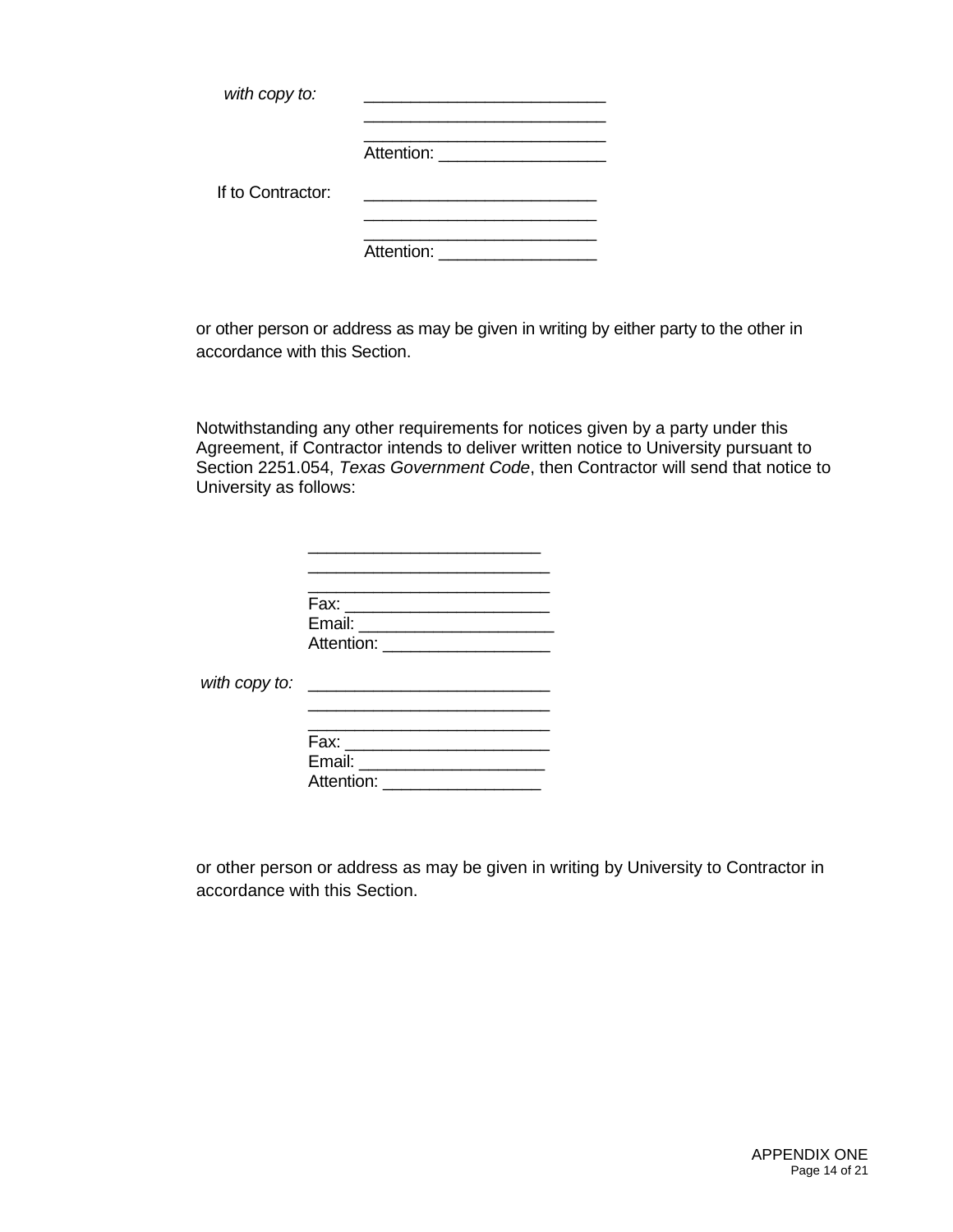*with copy to:* _________________________
_________________________
_________________________
Attention: _________________

If to Contractor: _________________________
_________________________
_________________________
Attention: _________________

or other person or address as may be given in writing by either party to the other in accordance with this Section.

Notwithstanding any other requirements for notices given by a party under this Agreement, if Contractor intends to deliver written notice to University pursuant to Section 2251.054, *Texas Government Code*, then Contractor will send that notice to University as follows:

_________________________
_________________________
_________________________
Fax: _____________________
Email: ____________________
Attention: _________________

*with copy to:* _________________________
_________________________
_________________________
Fax: _____________________
Email: ____________________
Attention: _________________

or other person or address as may be given in writing by University to Contractor in accordance with this Section.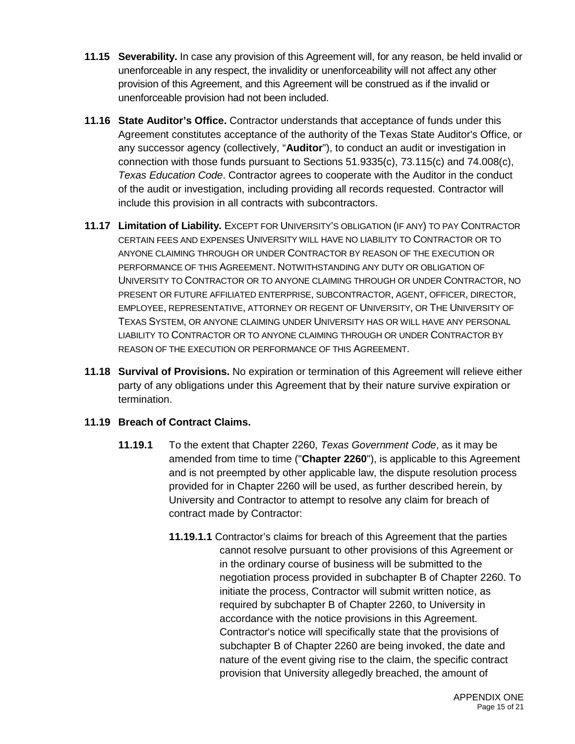**11.15 Severability.** In case any provision of this Agreement will, for any reason, be held invalid or unenforceable in any respect, the invalidity or unenforceability will not affect any other provision of this Agreement, and this Agreement will be construed as if the invalid or unenforceable provision had not been included.

**11.16 State Auditor's Office.** Contractor understands that acceptance of funds under this Agreement constitutes acceptance of the authority of the Texas State Auditor's Office, or any successor agency (collectively, "**Auditor**"), to conduct an audit or investigation in connection with those funds pursuant to Sections 51.9335(c), 73.115(c) and 74.008(c), *Texas Education Code*. Contractor agrees to cooperate with the Auditor in the conduct of the audit or investigation, including providing all records requested. Contractor will include this provision in all contracts with subcontractors.

**11.17 Limitation of Liability.** EXCEPT FOR UNIVERSITY'S OBLIGATION (IF ANY) TO PAY CONTRACTOR CERTAIN FEES AND EXPENSES UNIVERSITY WILL HAVE NO LIABILITY TO CONTRACTOR OR TO ANYONE CLAIMING THROUGH OR UNDER CONTRACTOR BY REASON OF THE EXECUTION OR PERFORMANCE OF THIS AGREEMENT. NOTWITHSTANDING ANY DUTY OR OBLIGATION OF UNIVERSITY TO CONTRACTOR OR TO ANYONE CLAIMING THROUGH OR UNDER CONTRACTOR, NO PRESENT OR FUTURE AFFILIATED ENTERPRISE, SUBCONTRACTOR, AGENT, OFFICER, DIRECTOR, EMPLOYEE, REPRESENTATIVE, ATTORNEY OR REGENT OF UNIVERSITY, OR THE UNIVERSITY OF TEXAS SYSTEM, OR ANYONE CLAIMING UNDER UNIVERSITY HAS OR WILL HAVE ANY PERSONAL LIABILITY TO CONTRACTOR OR TO ANYONE CLAIMING THROUGH OR UNDER CONTRACTOR BY REASON OF THE EXECUTION OR PERFORMANCE OF THIS AGREEMENT.

**11.18 Survival of Provisions.** No expiration or termination of this Agreement will relieve either party of any obligations under this Agreement that by their nature survive expiration or termination.

**11.19 Breach of Contract Claims.**

**11.19.1** To the extent that Chapter 2260, *Texas Government Code*, as it may be amended from time to time ("**Chapter 2260**"), is applicable to this Agreement and is not preempted by other applicable law, the dispute resolution process provided for in Chapter 2260 will be used, as further described herein, by University and Contractor to attempt to resolve any claim for breach of contract made by Contractor:

**11.19.1.1** Contractor's claims for breach of this Agreement that the parties cannot resolve pursuant to other provisions of this Agreement or in the ordinary course of business will be submitted to the negotiation process provided in subchapter B of Chapter 2260. To initiate the process, Contractor will submit written notice, as required by subchapter B of Chapter 2260, to University in accordance with the notice provisions in this Agreement. Contractor's notice will specifically state that the provisions of subchapter B of Chapter 2260 are being invoked, the date and nature of the event giving rise to the claim, the specific contract provision that University allegedly breached, the amount of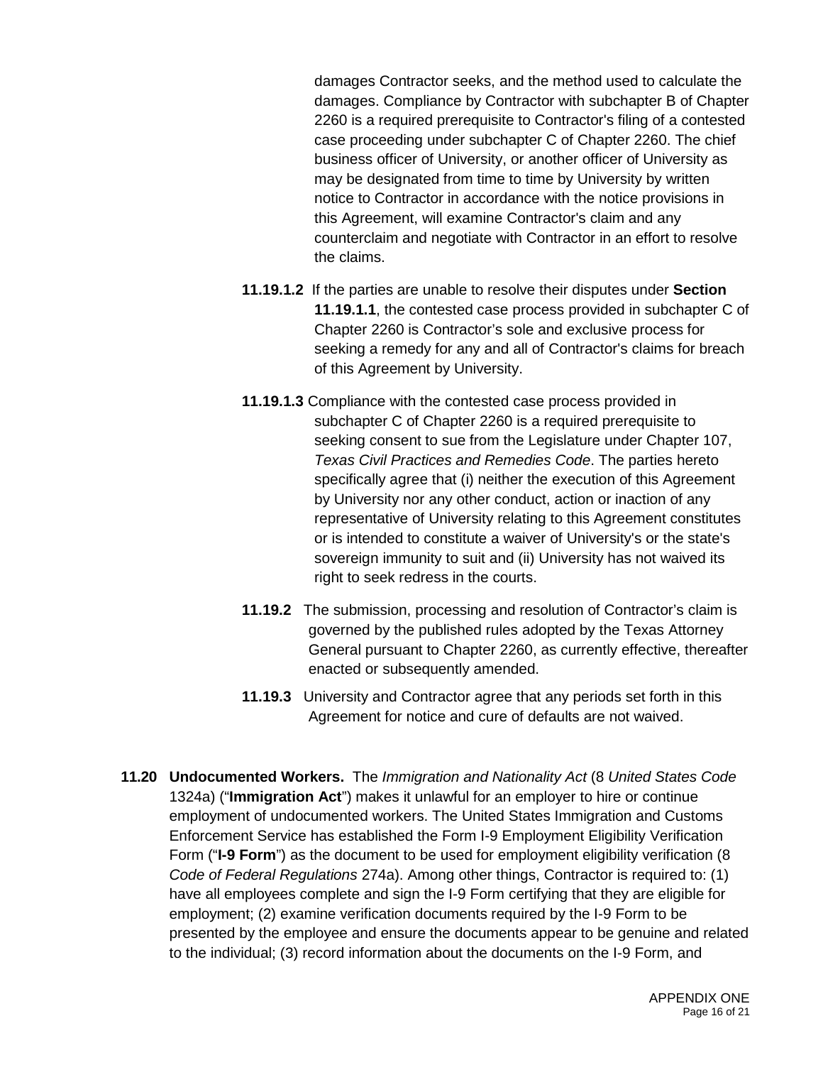damages Contractor seeks, and the method used to calculate the damages. Compliance by Contractor with subchapter B of Chapter 2260 is a required prerequisite to Contractor's filing of a contested case proceeding under subchapter C of Chapter 2260. The chief business officer of University, or another officer of University as may be designated from time to time by University by written notice to Contractor in accordance with the notice provisions in this Agreement, will examine Contractor's claim and any counterclaim and negotiate with Contractor in an effort to resolve the claims.

**11.19.1.2** If the parties are unable to resolve their disputes under **Section 11.19.1.1**, the contested case process provided in subchapter C of Chapter 2260 is Contractor's sole and exclusive process for seeking a remedy for any and all of Contractor's claims for breach of this Agreement by University.

**11.19.1.3** Compliance with the contested case process provided in subchapter C of Chapter 2260 is a required prerequisite to seeking consent to sue from the Legislature under Chapter 107, *Texas Civil Practices and Remedies Code*. The parties hereto specifically agree that (i) neither the execution of this Agreement by University nor any other conduct, action or inaction of any representative of University relating to this Agreement constitutes or is intended to constitute a waiver of University's or the state's sovereign immunity to suit and (ii) University has not waived its right to seek redress in the courts.

**11.19.2** The submission, processing and resolution of Contractor's claim is governed by the published rules adopted by the Texas Attorney General pursuant to Chapter 2260, as currently effective, thereafter enacted or subsequently amended.

**11.19.3** University and Contractor agree that any periods set forth in this Agreement for notice and cure of defaults are not waived.

**11.20 Undocumented Workers.** The *Immigration and Nationality Act* (8 *United States Code* 1324a) ("**Immigration Act**") makes it unlawful for an employer to hire or continue employment of undocumented workers. The United States Immigration and Customs Enforcement Service has established the Form I-9 Employment Eligibility Verification Form ("**I-9 Form**") as the document to be used for employment eligibility verification (8 *Code of Federal Regulations* 274a). Among other things, Contractor is required to: (1) have all employees complete and sign the I-9 Form certifying that they are eligible for employment; (2) examine verification documents required by the I-9 Form to be presented by the employee and ensure the documents appear to be genuine and related to the individual; (3) record information about the documents on the I-9 Form, and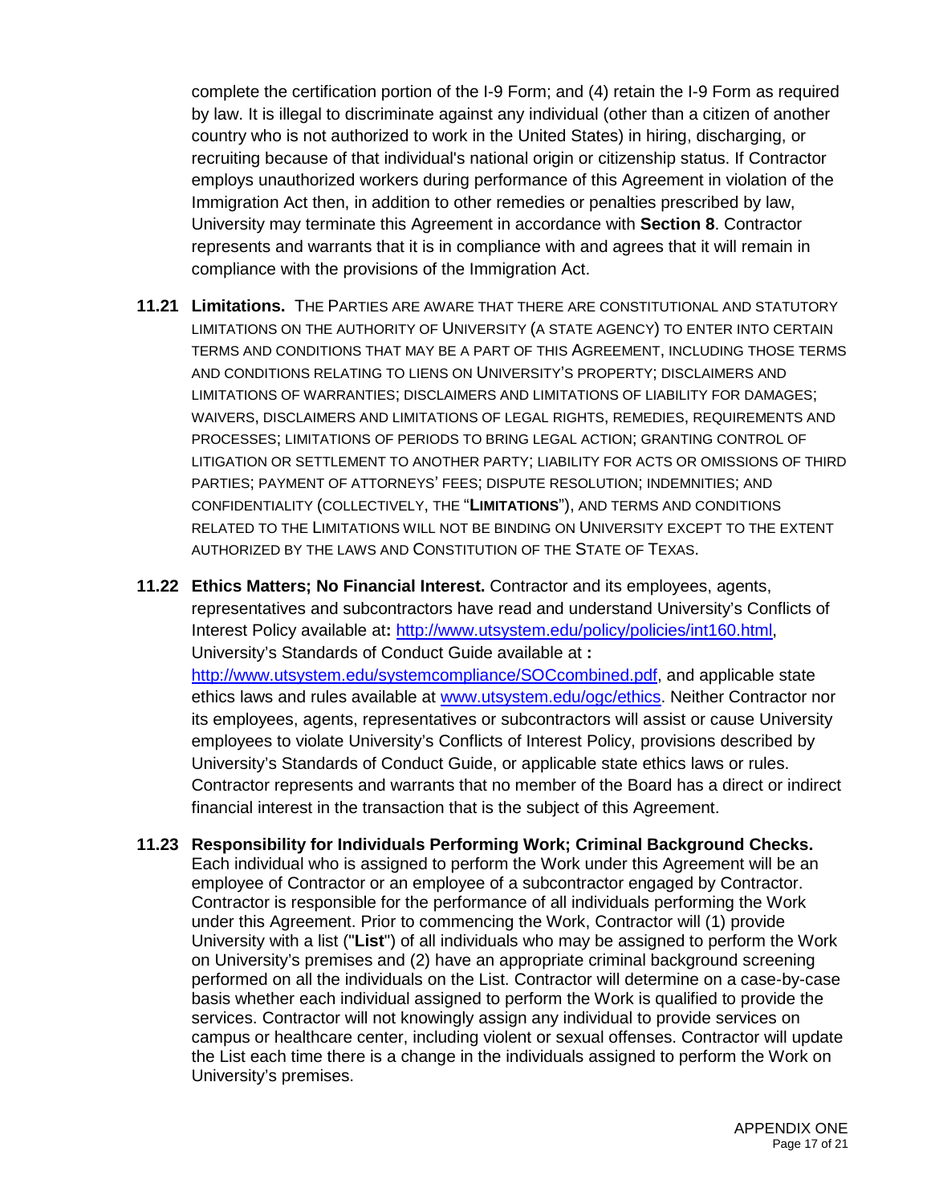complete the certification portion of the I-9 Form; and (4) retain the I-9 Form as required by law. It is illegal to discriminate against any individual (other than a citizen of another country who is not authorized to work in the United States) in hiring, discharging, or recruiting because of that individual's national origin or citizenship status. If Contractor employs unauthorized workers during performance of this Agreement in violation of the Immigration Act then, in addition to other remedies or penalties prescribed by law, University may terminate this Agreement in accordance with **Section 8**. Contractor represents and warrants that it is in compliance with and agrees that it will remain in compliance with the provisions of the Immigration Act.

**11.21 Limitations.** THE PARTIES ARE AWARE THAT THERE ARE CONSTITUTIONAL AND STATUTORY LIMITATIONS ON THE AUTHORITY OF UNIVERSITY (A STATE AGENCY) TO ENTER INTO CERTAIN TERMS AND CONDITIONS THAT MAY BE A PART OF THIS AGREEMENT, INCLUDING THOSE TERMS AND CONDITIONS RELATING TO LIENS ON UNIVERSITY'S PROPERTY; DISCLAIMERS AND LIMITATIONS OF WARRANTIES; DISCLAIMERS AND LIMITATIONS OF LIABILITY FOR DAMAGES; WAIVERS, DISCLAIMERS AND LIMITATIONS OF LEGAL RIGHTS, REMEDIES, REQUIREMENTS AND PROCESSES; LIMITATIONS OF PERIODS TO BRING LEGAL ACTION; GRANTING CONTROL OF LITIGATION OR SETTLEMENT TO ANOTHER PARTY; LIABILITY FOR ACTS OR OMISSIONS OF THIRD PARTIES; PAYMENT OF ATTORNEYS' FEES; DISPUTE RESOLUTION; INDEMNITIES; AND CONFIDENTIALITY (COLLECTIVELY, THE "**LIMITATIONS**"), AND TERMS AND CONDITIONS RELATED TO THE LIMITATIONS WILL NOT BE BINDING ON UNIVERSITY EXCEPT TO THE EXTENT AUTHORIZED BY THE LAWS AND CONSTITUTION OF THE STATE OF TEXAS.

**11.22 Ethics Matters; No Financial Interest.** Contractor and its employees, agents, representatives and subcontractors have read and understand University's Conflicts of Interest Policy available at**:** http://www.utsystem.edu/policy/policies/int160.html, University's Standards of Conduct Guide available at **:** http://www.utsystem.edu/systemcompliance/SOCcombined.pdf, and applicable state ethics laws and rules available at www.utsystem.edu/ogc/ethics. Neither Contractor nor its employees, agents, representatives or subcontractors will assist or cause University employees to violate University's Conflicts of Interest Policy, provisions described by University's Standards of Conduct Guide, or applicable state ethics laws or rules. Contractor represents and warrants that no member of the Board has a direct or indirect financial interest in the transaction that is the subject of this Agreement.

**11.23 Responsibility for Individuals Performing Work; Criminal Background Checks.** Each individual who is assigned to perform the Work under this Agreement will be an employee of Contractor or an employee of a subcontractor engaged by Contractor. Contractor is responsible for the performance of all individuals performing the Work under this Agreement. Prior to commencing the Work, Contractor will (1) provide University with a list ("**List**") of all individuals who may be assigned to perform the Work on University's premises and (2) have an appropriate criminal background screening performed on all the individuals on the List. Contractor will determine on a case-by-case basis whether each individual assigned to perform the Work is qualified to provide the services. Contractor will not knowingly assign any individual to provide services on campus or healthcare center, including violent or sexual offenses. Contractor will update the List each time there is a change in the individuals assigned to perform the Work on University's premises.

APPENDIX ONE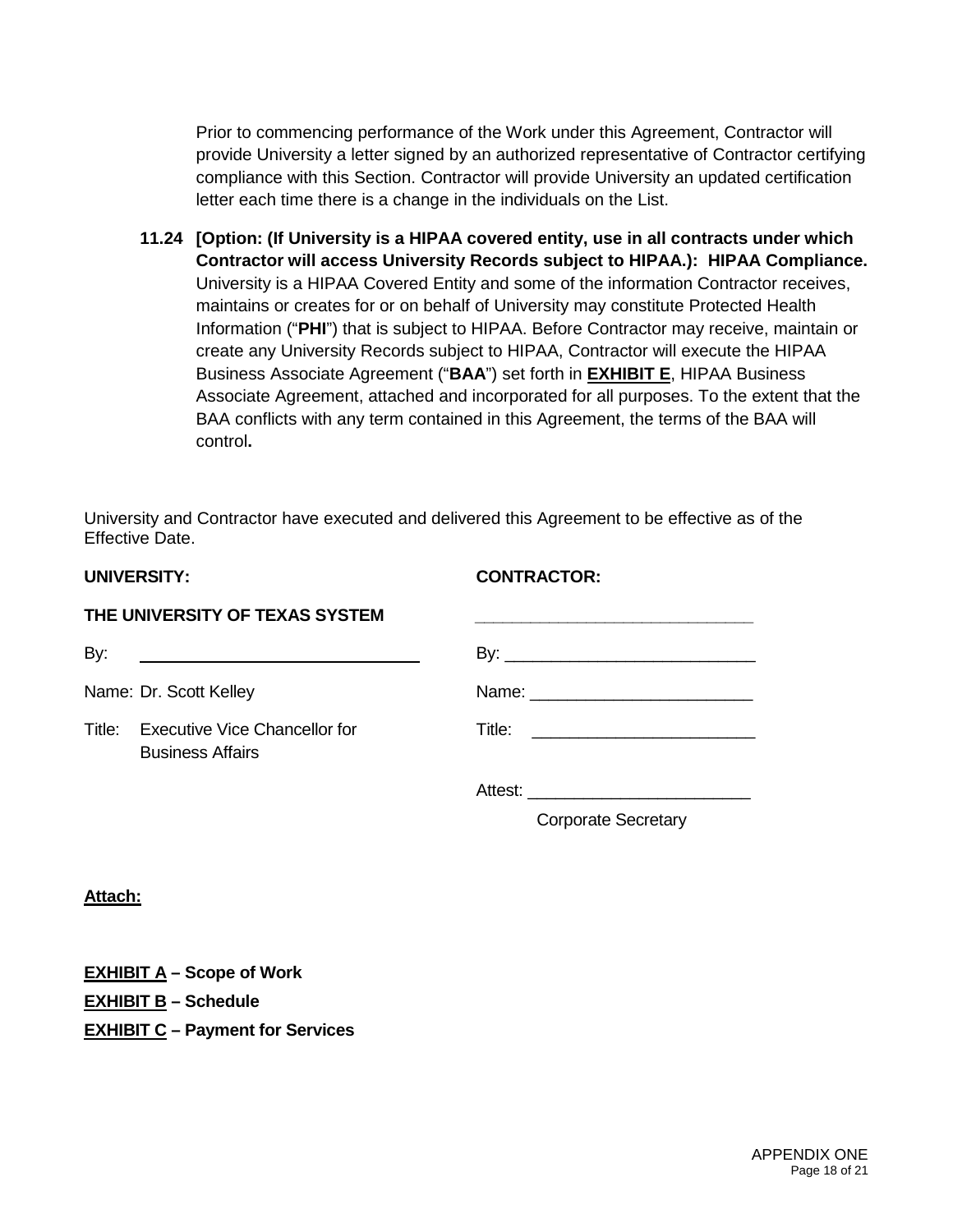Prior to commencing performance of the Work under this Agreement, Contractor will provide University a letter signed by an authorized representative of Contractor certifying compliance with this Section. Contractor will provide University an updated certification letter each time there is a change in the individuals on the List.

**11.24 [Option: (If University is a HIPAA covered entity, use in all contracts under which Contractor will access University Records subject to HIPAA.): HIPAA Compliance.** University is a HIPAA Covered Entity and some of the information Contractor receives, maintains or creates for or on behalf of University may constitute Protected Health Information ("**PHI**") that is subject to HIPAA. Before Contractor may receive, maintain or create any University Records subject to HIPAA, Contractor will execute the HIPAA Business Associate Agreement ("**BAA**") set forth in **EXHIBIT E**, HIPAA Business Associate Agreement, attached and incorporated for all purposes. To the extent that the BAA conflicts with any term contained in this Agreement, the terms of the BAA will control**.**

University and Contractor have executed and delivered this Agreement to be effective as of the Effective Date.

| **UNIVERSITY:** | **CONTRACTOR:** |
|---|---|
| **THE UNIVERSITY OF TEXAS SYSTEM** | ______________________________ |
| By: ______________________________ | By: ___________________________ |
| Name: Dr. Scott Kelley | Name: ________________________ |
| Title: Executive Vice Chancellor for Business Affairs | Title: ________________________ |
| | Attest: ________________________ Corporate Secretary |

**Attach:**

**EXHIBIT A – Scope of Work**

**EXHIBIT B – Schedule**

**EXHIBIT C – Payment for Services**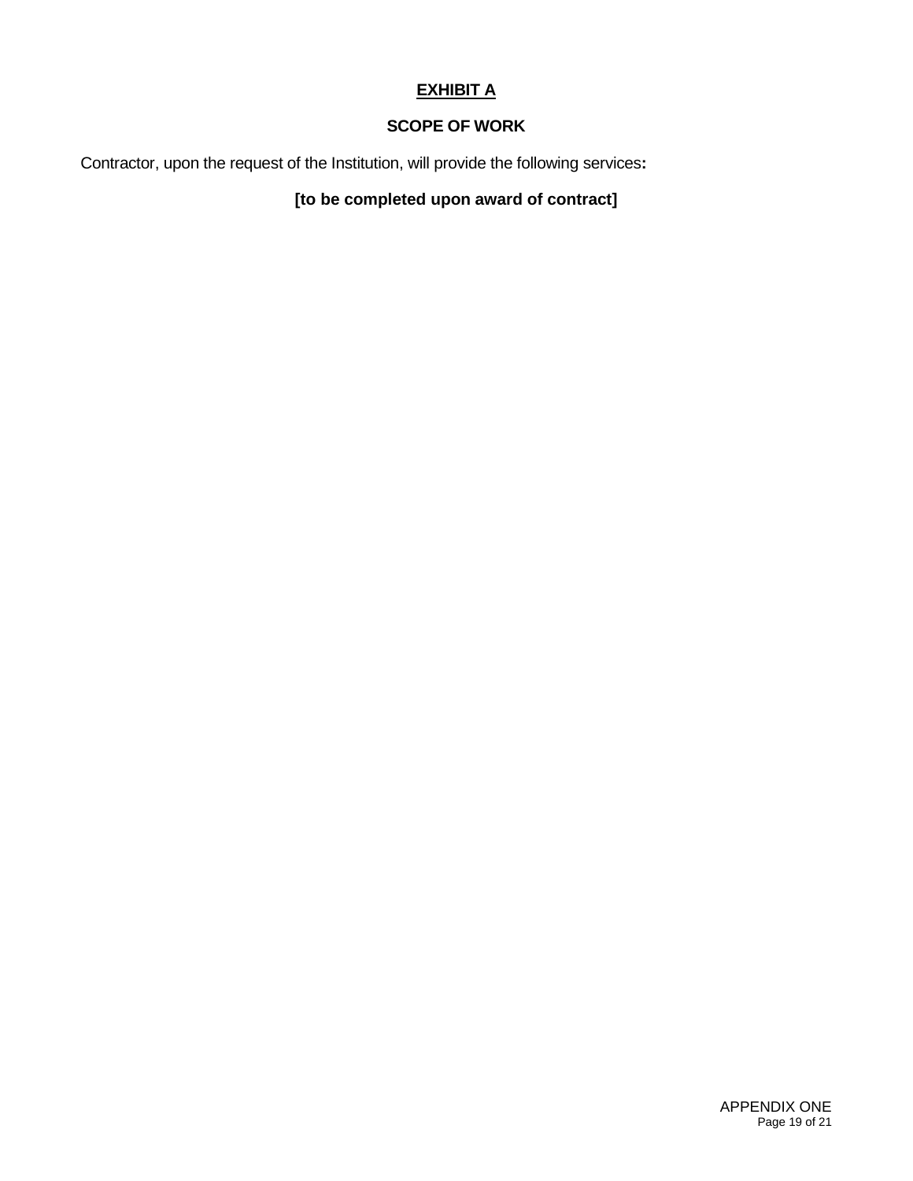# EXHIBIT A

## SCOPE OF WORK

Contractor, upon the request of the Institution, will provide the following services**:**

**[to be completed upon award of contract]**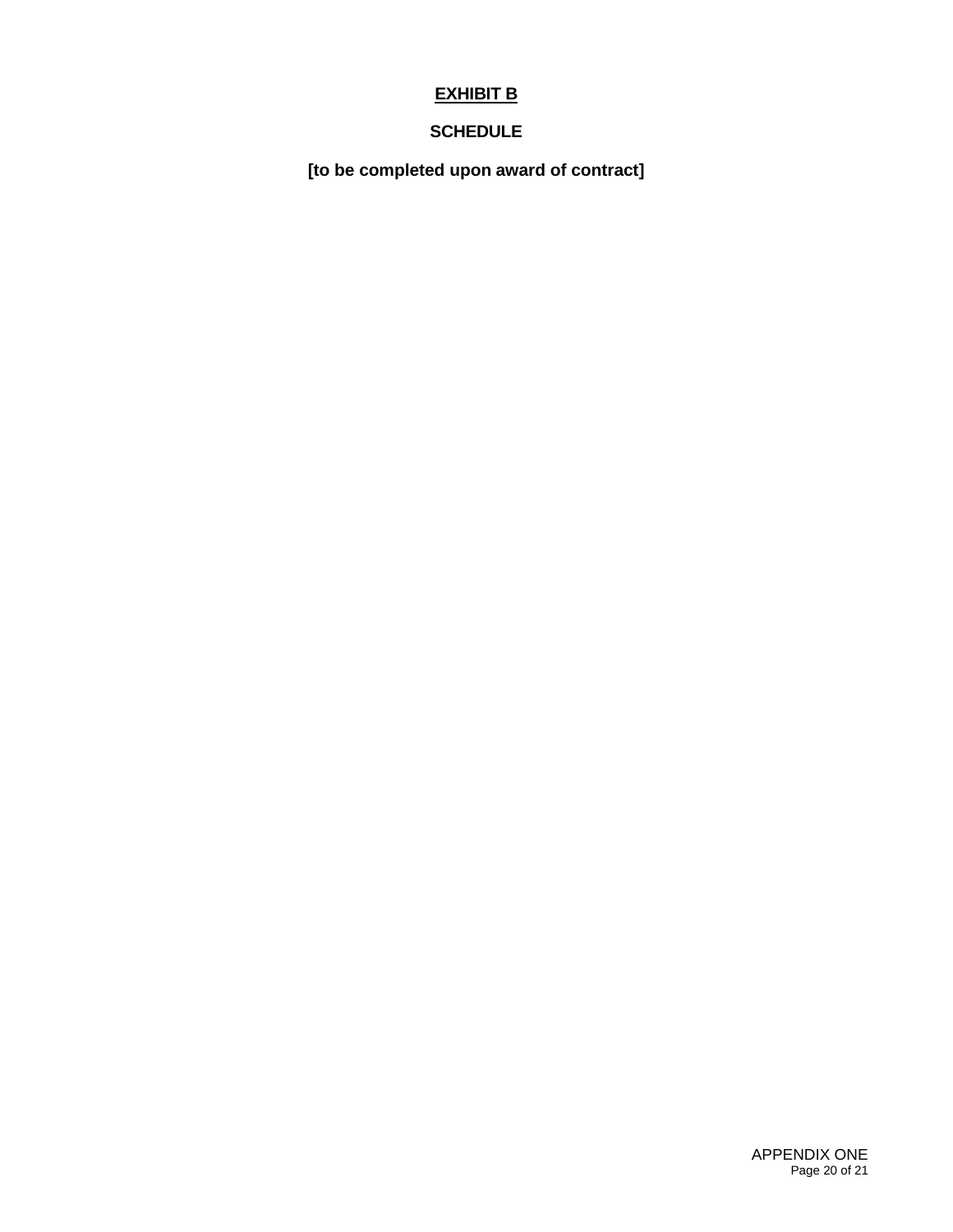# EXHIBIT B

## SCHEDULE

**[to be completed upon award of contract]**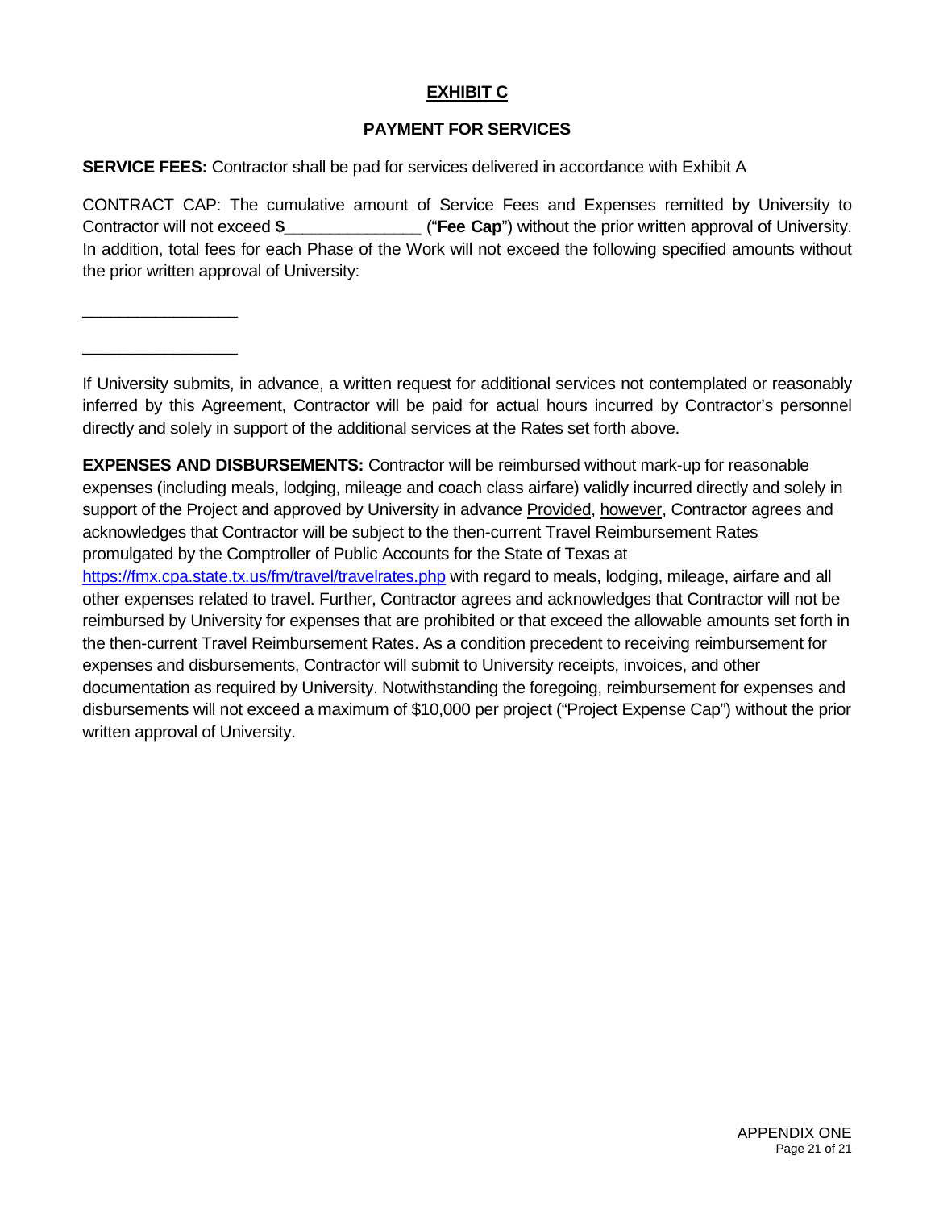# EXHIBIT C

## PAYMENT FOR SERVICES

**SERVICE FEES:** Contractor shall be pad for services delivered in accordance with Exhibit A

CONTRACT CAP: The cumulative amount of Service Fees and Expenses remitted by University to Contractor will not exceed **$______________** ("**Fee Cap**") without the prior written approval of University. In addition, total fees for each Phase of the Work will not exceed the following specified amounts without the prior written approval of University:

________________

________________

If University submits, in advance, a written request for additional services not contemplated or reasonably inferred by this Agreement, Contractor will be paid for actual hours incurred by Contractor's personnel directly and solely in support of the additional services at the Rates set forth above.

**EXPENSES AND DISBURSEMENTS:** Contractor will be reimbursed without mark-up for reasonable expenses (including meals, lodging, mileage and coach class airfare) validly incurred directly and solely in support of the Project and approved by University in advance Provided, however, Contractor agrees and acknowledges that Contractor will be subject to the then-current Travel Reimbursement Rates promulgated by the Comptroller of Public Accounts for the State of Texas at https://fmx.cpa.state.tx.us/fm/travel/travelrates.php with regard to meals, lodging, mileage, airfare and all other expenses related to travel. Further, Contractor agrees and acknowledges that Contractor will not be reimbursed by University for expenses that are prohibited or that exceed the allowable amounts set forth in the then-current Travel Reimbursement Rates. As a condition precedent to receiving reimbursement for expenses and disbursements, Contractor will submit to University receipts, invoices, and other documentation as required by University. Notwithstanding the foregoing, reimbursement for expenses and disbursements will not exceed a maximum of $10,000 per project ("Project Expense Cap") without the prior written approval of University.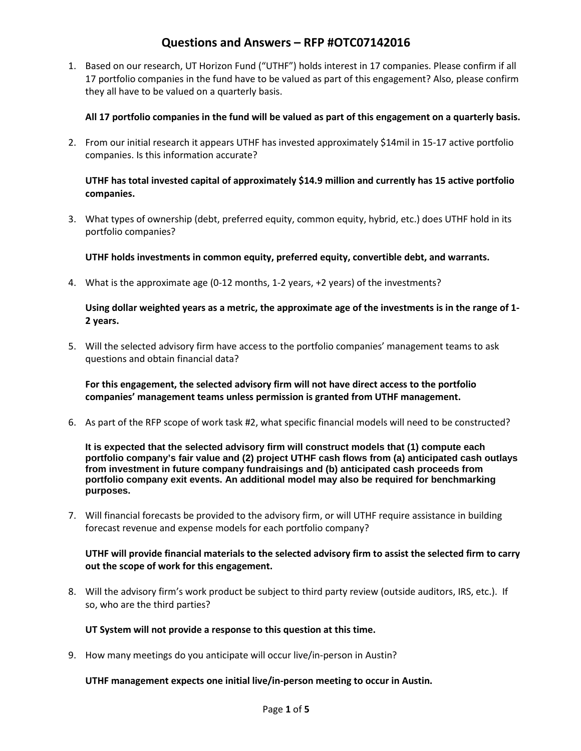# Questions and Answers – RFP #OTC07142016

1. Based on our research, UT Horizon Fund ("UTHF") holds interest in 17 companies. Please confirm if all 17 portfolio companies in the fund have to be valued as part of this engagement? Also, please confirm they all have to be valued on a quarterly basis.

   **All 17 portfolio companies in the fund will be valued as part of this engagement on a quarterly basis.**

2. From our initial research it appears UTHF has invested approximately $14mil in 15-17 active portfolio companies. Is this information accurate?

   **UTHF has total invested capital of approximately $14.9 million and currently has 15 active portfolio companies.**

3. What types of ownership (debt, preferred equity, common equity, hybrid, etc.) does UTHF hold in its portfolio companies?

   **UTHF holds investments in common equity, preferred equity, convertible debt, and warrants.**

4. What is the approximate age (0-12 months, 1-2 years, +2 years) of the investments?

   **Using dollar weighted years as a metric, the approximate age of the investments is in the range of 1-2 years.**

5. Will the selected advisory firm have access to the portfolio companies' management teams to ask questions and obtain financial data?

   **For this engagement, the selected advisory firm will not have direct access to the portfolio companies' management teams unless permission is granted from UTHF management.**

6. As part of the RFP scope of work task #2, what specific financial models will need to be constructed?

   **It is expected that the selected advisory firm will construct models that (1) compute each portfolio company's fair value and (2) project UTHF cash flows from (a) anticipated cash outlays from investment in future company fundraisings and (b) anticipated cash proceeds from portfolio company exit events. An additional model may also be required for benchmarking purposes.**

7. Will financial forecasts be provided to the advisory firm, or will UTHF require assistance in building forecast revenue and expense models for each portfolio company?

   **UTHF will provide financial materials to the selected advisory firm to assist the selected firm to carry out the scope of work for this engagement.**

8. Will the advisory firm's work product be subject to third party review (outside auditors, IRS, etc.). If so, who are the third parties?

   **UT System will not provide a response to this question at this time.**

9. How many meetings do you anticipate will occur live/in-person in Austin?

   **UTHF management expects one initial live/in-person meeting to occur in Austin.**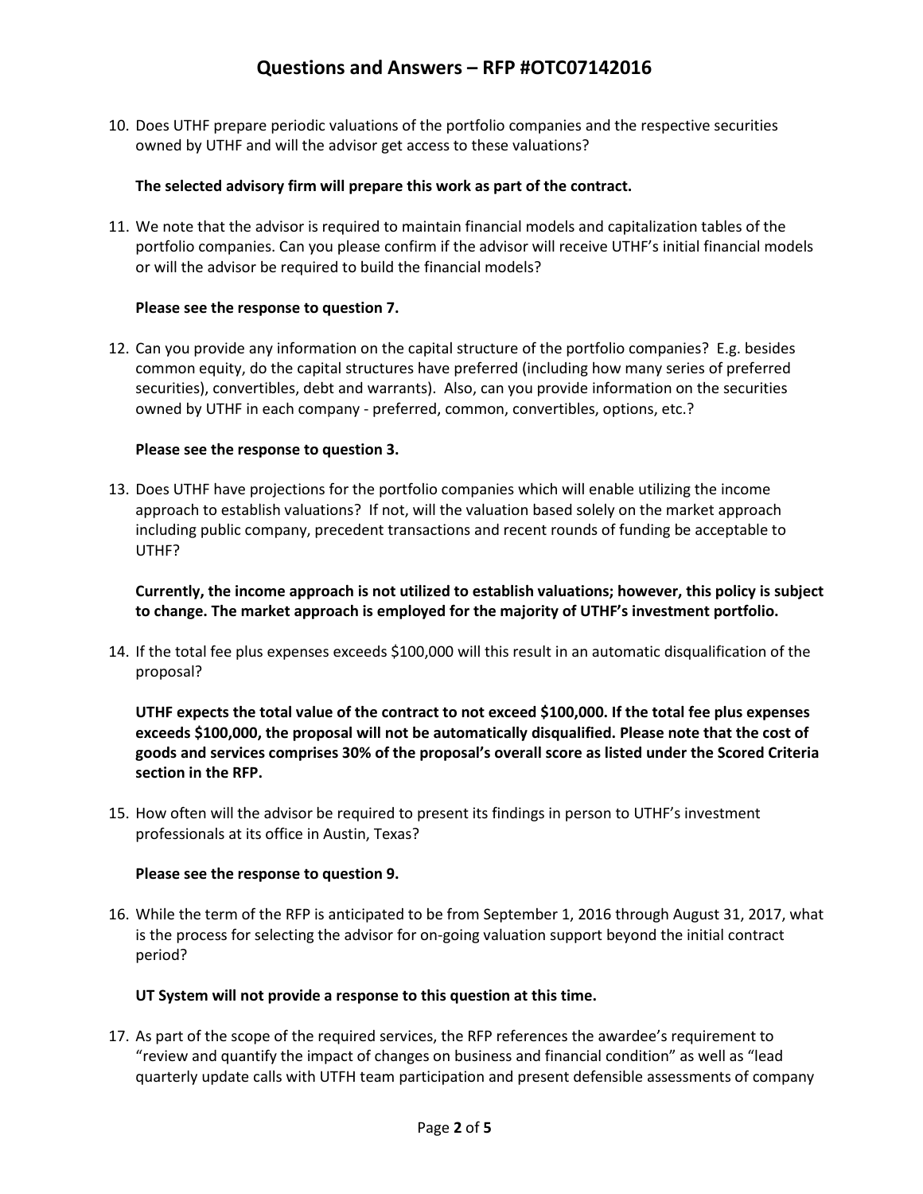# Questions and Answers – RFP #OTC07142016

10. Does UTHF prepare periodic valuations of the portfolio companies and the respective securities owned by UTHF and will the advisor get access to these valuations?

    **The selected advisory firm will prepare this work as part of the contract.**

11. We note that the advisor is required to maintain financial models and capitalization tables of the portfolio companies. Can you please confirm if the advisor will receive UTHF's initial financial models or will the advisor be required to build the financial models?

    **Please see the response to question 7.**

12. Can you provide any information on the capital structure of the portfolio companies? E.g. besides common equity, do the capital structures have preferred (including how many series of preferred securities), convertibles, debt and warrants). Also, can you provide information on the securities owned by UTHF in each company - preferred, common, convertibles, options, etc.?

    **Please see the response to question 3.**

13. Does UTHF have projections for the portfolio companies which will enable utilizing the income approach to establish valuations? If not, will the valuation based solely on the market approach including public company, precedent transactions and recent rounds of funding be acceptable to UTHF?

    **Currently, the income approach is not utilized to establish valuations; however, this policy is subject to change. The market approach is employed for the majority of UTHF's investment portfolio.**

14. If the total fee plus expenses exceeds $100,000 will this result in an automatic disqualification of the proposal?

    **UTHF expects the total value of the contract to not exceed $100,000. If the total fee plus expenses exceeds $100,000, the proposal will not be automatically disqualified. Please note that the cost of goods and services comprises 30% of the proposal's overall score as listed under the Scored Criteria section in the RFP.**

15. How often will the advisor be required to present its findings in person to UTHF's investment professionals at its office in Austin, Texas?

    **Please see the response to question 9.**

16. While the term of the RFP is anticipated to be from September 1, 2016 through August 31, 2017, what is the process for selecting the advisor for on-going valuation support beyond the initial contract period?

    **UT System will not provide a response to this question at this time.**

17. As part of the scope of the required services, the RFP references the awardee's requirement to "review and quantify the impact of changes on business and financial condition" as well as "lead quarterly update calls with UTFH team participation and present defensible assessments of company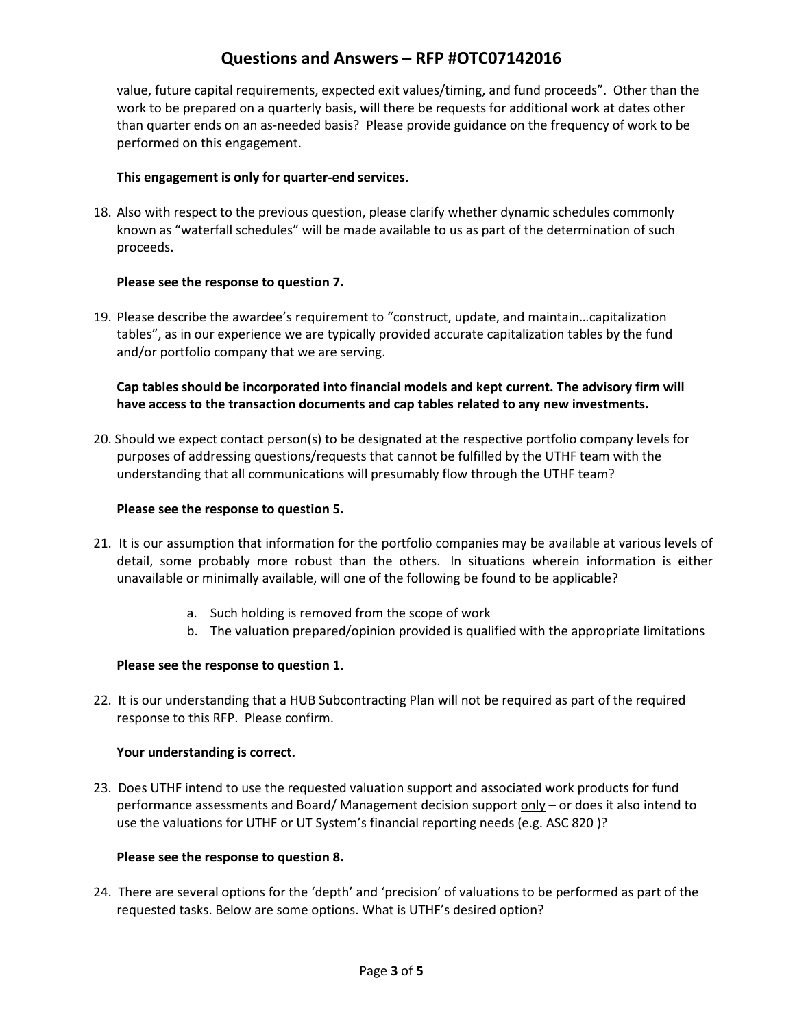value, future capital requirements, expected exit values/timing, and fund proceeds". Other than the work to be prepared on a quarterly basis, will there be requests for additional work at dates other than quarter ends on an as-needed basis? Please provide guidance on the frequency of work to be performed on this engagement.

**This engagement is only for quarter-end services.**

18. Also with respect to the previous question, please clarify whether dynamic schedules commonly known as "waterfall schedules" will be made available to us as part of the determination of such proceeds.

    **Please see the response to question 7.**

19. Please describe the awardee's requirement to "construct, update, and maintain…capitalization tables", as in our experience we are typically provided accurate capitalization tables by the fund and/or portfolio company that we are serving.

    **Cap tables should be incorporated into financial models and kept current. The advisory firm will have access to the transaction documents and cap tables related to any new investments.**

20. Should we expect contact person(s) to be designated at the respective portfolio company levels for purposes of addressing questions/requests that cannot be fulfilled by the UTHF team with the understanding that all communications will presumably flow through the UTHF team?

    **Please see the response to question 5.**

21. It is our assumption that information for the portfolio companies may be available at various levels of detail, some probably more robust than the others. In situations wherein information is either unavailable or minimally available, will one of the following be found to be applicable?

    a. Such holding is removed from the scope of work
    b. The valuation prepared/opinion provided is qualified with the appropriate limitations

    **Please see the response to question 1.**

22. It is our understanding that a HUB Subcontracting Plan will not be required as part of the required response to this RFP. Please confirm.

    **Your understanding is correct.**

23. Does UTHF intend to use the requested valuation support and associated work products for fund performance assessments and Board/ Management decision support <u>only</u> – or does it also intend to use the valuations for UTHF or UT System's financial reporting needs (e.g. ASC 820 )?

    **Please see the response to question 8.**

24. There are several options for the 'depth' and 'precision' of valuations to be performed as part of the requested tasks. Below are some options. What is UTHF's desired option?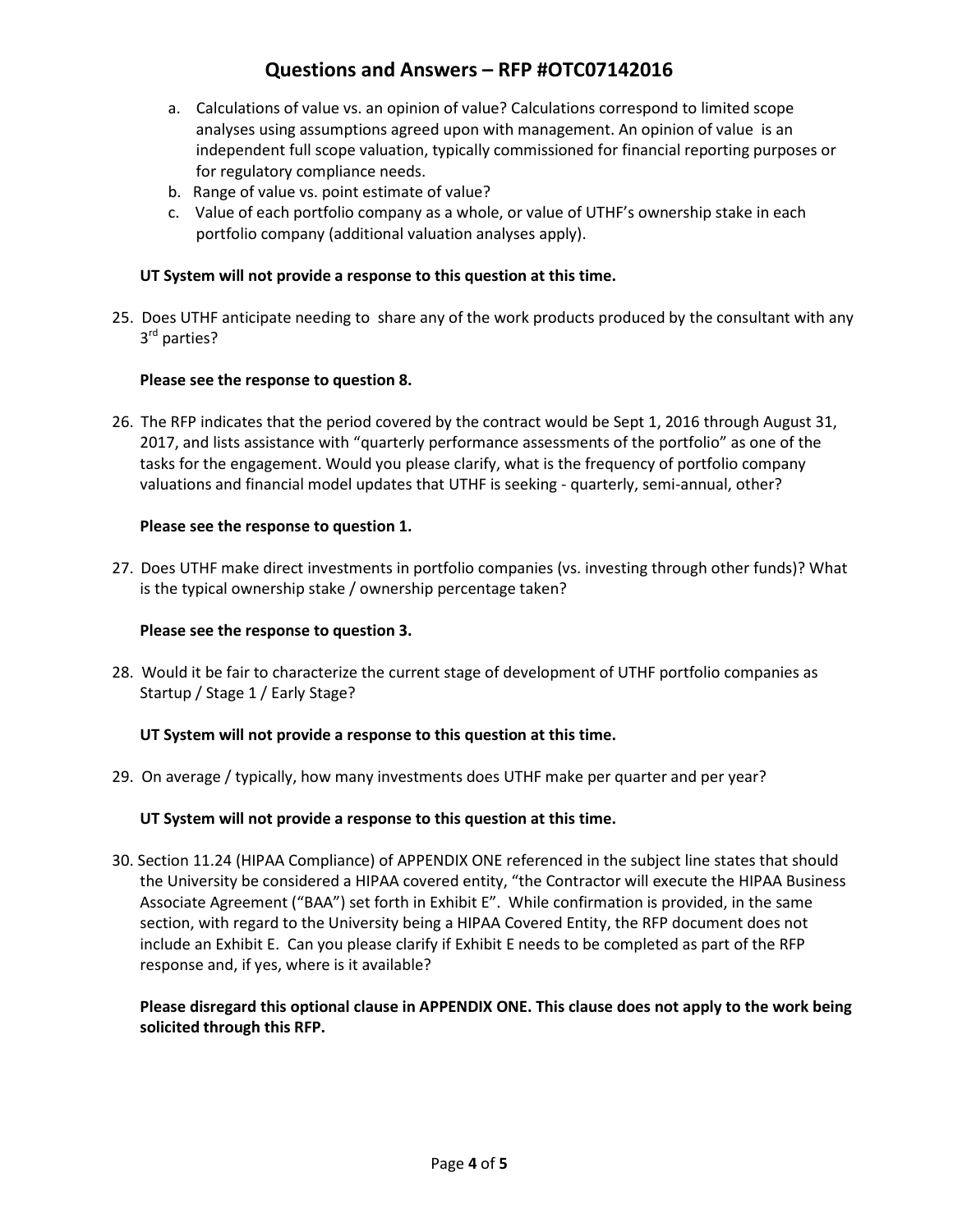a. Calculations of value vs. an opinion of value? Calculations correspond to limited scope analyses using assumptions agreed upon with management. An opinion of value is an independent full scope valuation, typically commissioned for financial reporting purposes or for regulatory compliance needs.
b. Range of value vs. point estimate of value?
c. Value of each portfolio company as a whole, or value of UTHF's ownership stake in each portfolio company (additional valuation analyses apply).

**UT System will not provide a response to this question at this time.**

25. Does UTHF anticipate needing to share any of the work products produced by the consultant with any 3rd parties?

    **Please see the response to question 8.**

26. The RFP indicates that the period covered by the contract would be Sept 1, 2016 through August 31, 2017, and lists assistance with "quarterly performance assessments of the portfolio" as one of the tasks for the engagement. Would you please clarify, what is the frequency of portfolio company valuations and financial model updates that UTHF is seeking - quarterly, semi-annual, other?

    **Please see the response to question 1.**

27. Does UTHF make direct investments in portfolio companies (vs. investing through other funds)? What is the typical ownership stake / ownership percentage taken?

    **Please see the response to question 3.**

28. Would it be fair to characterize the current stage of development of UTHF portfolio companies as Startup / Stage 1 / Early Stage?

    **UT System will not provide a response to this question at this time.**

29. On average / typically, how many investments does UTHF make per quarter and per year?

    **UT System will not provide a response to this question at this time.**

30. Section 11.24 (HIPAA Compliance) of APPENDIX ONE referenced in the subject line states that should the University be considered a HIPAA covered entity, "the Contractor will execute the HIPAA Business Associate Agreement ("BAA") set forth in Exhibit E". While confirmation is provided, in the same section, with regard to the University being a HIPAA Covered Entity, the RFP document does not include an Exhibit E. Can you please clarify if Exhibit E needs to be completed as part of the RFP response and, if yes, where is it available?

    **Please disregard this optional clause in APPENDIX ONE. This clause does not apply to the work being solicited through this RFP.**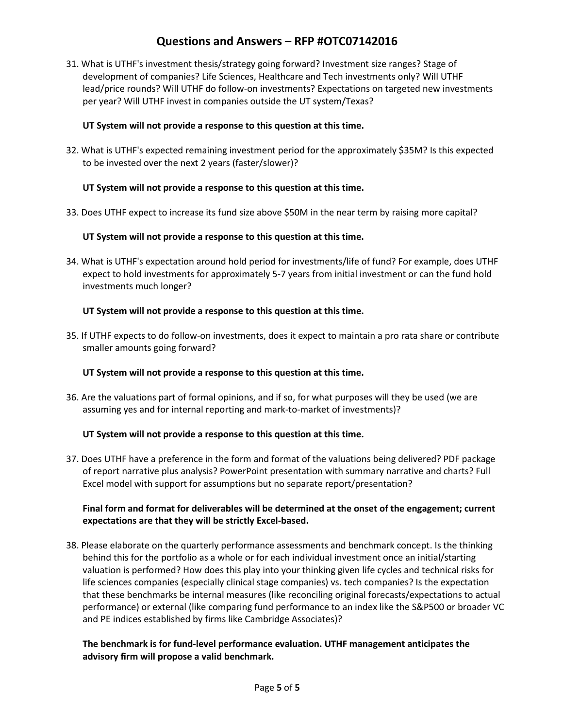# Questions and Answers – RFP #OTC07142016

31. What is UTHF's investment thesis/strategy going forward? Investment size ranges? Stage of development of companies? Life Sciences, Healthcare and Tech investments only? Will UTHF lead/price rounds? Will UTHF do follow-on investments? Expectations on targeted new investments per year? Will UTHF invest in companies outside the UT system/Texas?

    **UT System will not provide a response to this question at this time.**

32. What is UTHF's expected remaining investment period for the approximately $35M? Is this expected to be invested over the next 2 years (faster/slower)?

    **UT System will not provide a response to this question at this time.**

33. Does UTHF expect to increase its fund size above $50M in the near term by raising more capital?

    **UT System will not provide a response to this question at this time.**

34. What is UTHF's expectation around hold period for investments/life of fund? For example, does UTHF expect to hold investments for approximately 5-7 years from initial investment or can the fund hold investments much longer?

    **UT System will not provide a response to this question at this time.**

35. If UTHF expects to do follow-on investments, does it expect to maintain a pro rata share or contribute smaller amounts going forward?

    **UT System will not provide a response to this question at this time.**

36. Are the valuations part of formal opinions, and if so, for what purposes will they be used (we are assuming yes and for internal reporting and mark-to-market of investments)?

    **UT System will not provide a response to this question at this time.**

37. Does UTHF have a preference in the form and format of the valuations being delivered? PDF package of report narrative plus analysis? PowerPoint presentation with summary narrative and charts? Full Excel model with support for assumptions but no separate report/presentation?

    **Final form and format for deliverables will be determined at the onset of the engagement; current expectations are that they will be strictly Excel-based.**

38. Please elaborate on the quarterly performance assessments and benchmark concept. Is the thinking behind this for the portfolio as a whole or for each individual investment once an initial/starting valuation is performed? How does this play into your thinking given life cycles and technical risks for life sciences companies (especially clinical stage companies) vs. tech companies? Is the expectation that these benchmarks be internal measures (like reconciling original forecasts/expectations to actual performance) or external (like comparing fund performance to an index like the S&P500 or broader VC and PE indices established by firms like Cambridge Associates)?

    **The benchmark is for fund-level performance evaluation. UTHF management anticipates the advisory firm will propose a valid benchmark.**